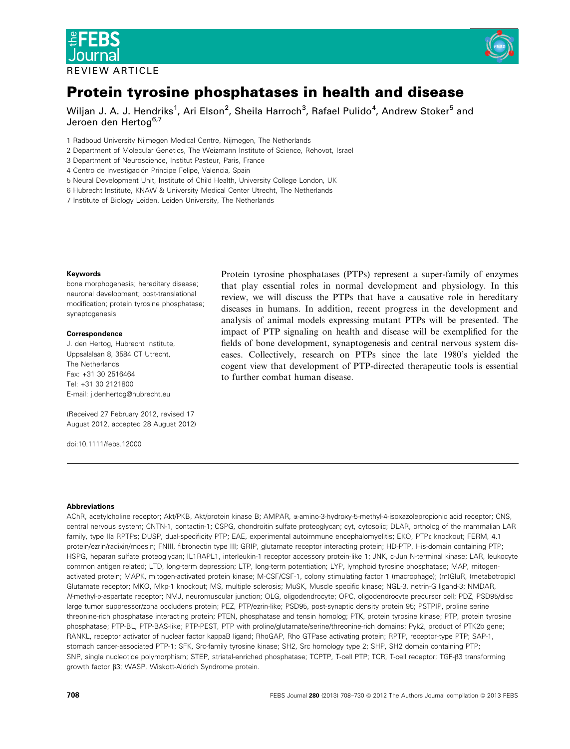REVIEW ARTICLE

# Protein tyrosine phosphatases in health and disease

Wiljan J. A. J. Hendriks[1], Ari Elson[2], Sheila Harroch[3], Rafael Pulido[4], Andrew Stoker[5] and Jeroen den Hertog[6,7]

1 Radboud University Nijmegen Medical Centre, Nijmegen, The Netherlands
2 Department of Molecular Genetics, The Weizmann Institute of Science, Rehovot, Israel
3 Department of Neuroscience, Institut Pasteur, Paris, France
4 Centro de Investigación Príncipe Felipe, Valencia, Spain
5 Neural Development Unit, Institute of Child Health, University College London, UK
6 Hubrecht Institute, KNAW & University Medical Center Utrecht, The Netherlands
7 Institute of Biology Leiden, Leiden University, The Netherlands

**Keywords**

bone morphogenesis; hereditary disease; neuronal development; post-translational modification; protein tyrosine phosphatase; synaptogenesis

**Correspondence**

J. den Hertog, Hubrecht Institute, Uppsalalaan 8, 3584 CT Utrecht, The Netherlands
Fax: +31 30 2516464
Tel: +31 30 2121800
E-mail: j.denhertog@hubrecht.eu

(Received 27 February 2012, revised 17 August 2012, accepted 28 August 2012)

doi:10.1111/febs.12000

Protein tyrosine phosphatases (PTPs) represent a super-family of enzymes that play essential roles in normal development and physiology. In this review, we will discuss the PTPs that have a causative role in hereditary diseases in humans. In addition, recent progress in the development and analysis of animal models expressing mutant PTPs will be presented. The impact of PTP signaling on health and disease will be exemplified for the fields of bone development, synaptogenesis and central nervous system diseases. Collectively, research on PTPs since the late 1980's yielded the cogent view that development of PTP-directed therapeutic tools is essential to further combat human disease.

**Abbreviations**

AChR, acetylcholine receptor; Akt/PKB, Akt/protein kinase B; AMPAR, α-amino-3-hydroxy-5-methyl-4-isoxazolepropionic acid receptor; CNS, central nervous system; CNTN-1, contactin-1; CSPG, chondroitin sulfate proteoglycan; cyt, cytosolic; DLAR, ortholog of the mammalian LAR family, type IIa RPTPs; DUSP, dual-specificity PTP; EAE, experimental autoimmune encephalomyelitis; EKO, PTPε knockout; FERM, 4.1 protein/ezrin/radixin/moesin; FNIII, fibronectin type III; GRIP, glutamate receptor interacting protein; HD-PTP, His-domain containing PTP; HSPG, heparan sulfate proteoglycan; IL1RAPL1, interleukin-1 receptor accessory protein-like 1; JNK, c-Jun N-terminal kinase; LAR, leukocyte common antigen related; LTD, long-term depression; LTP, long-term potentiation; LYP, lymphoid tyrosine phosphatase; MAP, mitogen-activated protein; MAPK, mitogen-activated protein kinase; M-CSF/CSF-1, colony stimulating factor 1 (macrophage); (m)GluR, (metabotropic) Glutamate receptor; MKO, Mkp-1 knockout; MS, multiple sclerosis; MuSK, Muscle specific kinase; NGL-3, netrin-G ligand-3; NMDAR, N-methyl-D-aspartate receptor; NMJ, neuromuscular junction; OLG, oligodendrocyte; OPC, oligodendrocyte precursor cell; PDZ, PSD95/disc large tumor suppressor/zona occludens protein; PEZ, PTP/ezrin-like; PSD95, post-synaptic density protein 95; PSTPIP, proline serine threonine-rich phosphatase interacting protein; PTEN, phosphatase and tensin homolog; PTK, protein tyrosine kinase; PTP, protein tyrosine phosphatase; PTP-BL, PTP-BAS-like; PTP-PEST, PTP with proline/glutamate/serine/threonine-rich domains; Pyk2, product of PTK2b gene; RANKL, receptor activator of nuclear factor kappaB ligand; RhoGAP, Rho GTPase activating protein; RPTP, receptor-type PTP; SAP-1, stomach cancer-associated PTP-1; SFK, Src-family tyrosine kinase; SH2, Src homology type 2; SHP, SH2 domain containing PTP; SNP, single nucleotide polymorphism; STEP, striatal-enriched phosphatase; TCPTP, T-cell PTP; TCR, T-cell receptor; TGF-β3 transforming growth factor β3; WASP, Wiskott-Aldrich Syndrome protein.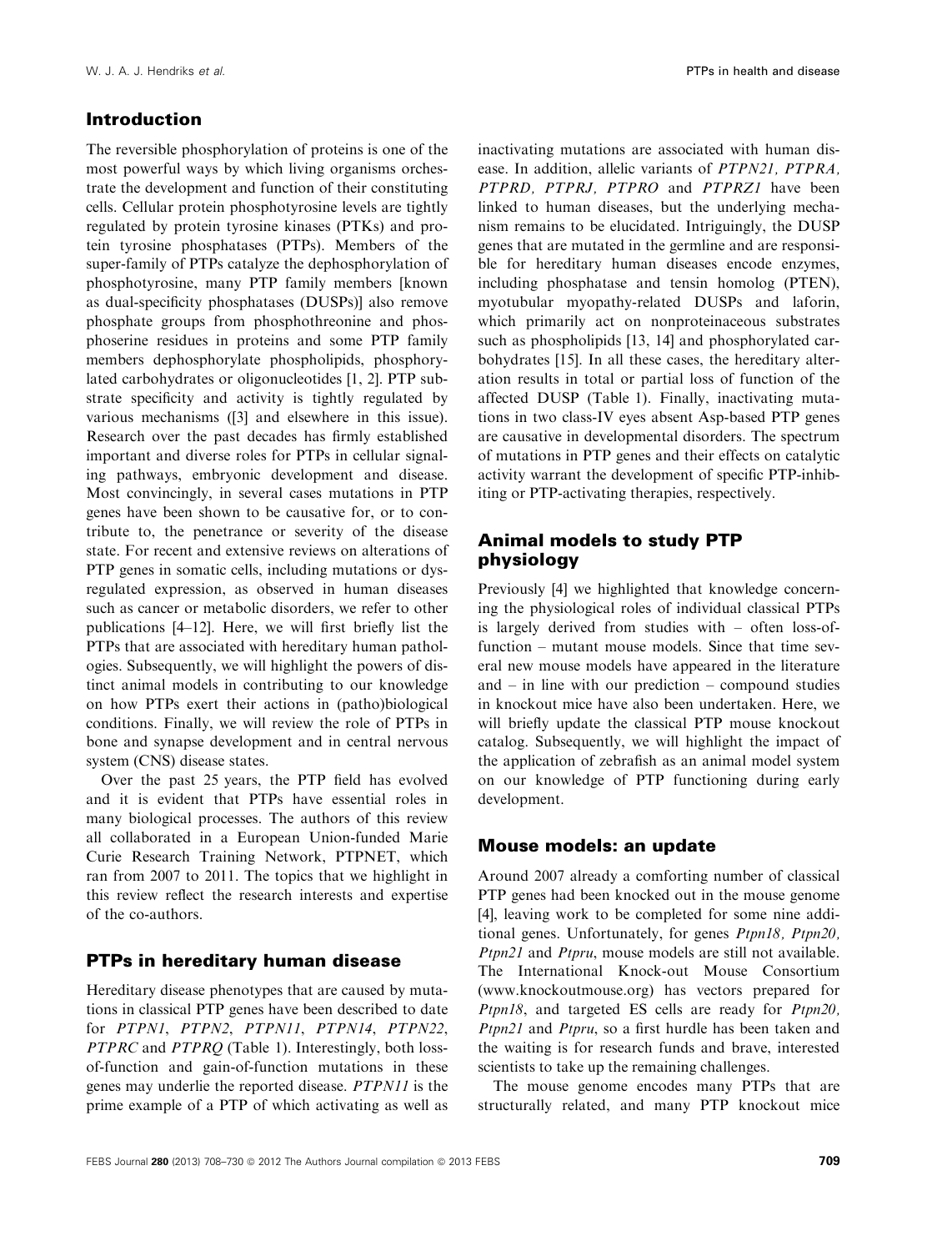## Introduction

The reversible phosphorylation of proteins is one of the most powerful ways by which living organisms orchestrate the development and function of their constituting cells. Cellular protein phosphotyrosine levels are tightly regulated by protein tyrosine kinases (PTKs) and protein tyrosine phosphatases (PTPs). Members of the super-family of PTPs catalyze the dephosphorylation of phosphotyrosine, many PTP family members [known as dual-specificity phosphatases (DUSPs)] also remove phosphate groups from phosphothreonine and phosphoserine residues in proteins and some PTP family members dephosphorylate phospholipids, phosphorylated carbohydrates or oligonucleotides [1, 2]. PTP substrate specificity and activity is tightly regulated by various mechanisms ([3] and elsewhere in this issue). Research over the past decades has firmly established important and diverse roles for PTPs in cellular signaling pathways, embryonic development and disease. Most convincingly, in several cases mutations in PTP genes have been shown to be causative for, or to contribute to, the penetrance or severity of the disease state. For recent and extensive reviews on alterations of PTP genes in somatic cells, including mutations or dysregulated expression, as observed in human diseases such as cancer or metabolic disorders, we refer to other publications [4–12]. Here, we will first briefly list the PTPs that are associated with hereditary human pathologies. Subsequently, we will highlight the powers of distinct animal models in contributing to our knowledge on how PTPs exert their actions in (patho)biological conditions. Finally, we will review the role of PTPs in bone and synapse development and in central nervous system (CNS) disease states.

Over the past 25 years, the PTP field has evolved and it is evident that PTPs have essential roles in many biological processes. The authors of this review all collaborated in a European Union-funded Marie Curie Research Training Network, PTPNET, which ran from 2007 to 2011. The topics that we highlight in this review reflect the research interests and expertise of the co-authors.

## PTPs in hereditary human disease

Hereditary disease phenotypes that are caused by mutations in classical PTP genes have been described to date for *PTPN1*, *PTPN2*, *PTPN11*, *PTPN14*, *PTPN22*, *PTPRC* and *PTPRQ* (Table 1). Interestingly, both loss-of-function and gain-of-function mutations in these genes may underlie the reported disease. *PTPN11* is the prime example of a PTP of which activating as well as inactivating mutations are associated with human disease. In addition, allelic variants of *PTPN21, PTPRA, PTPRD, PTPRJ, PTPRO* and *PTPRZ1* have been linked to human diseases, but the underlying mechanism remains to be elucidated. Intriguingly, the DUSP genes that are mutated in the germline and are responsible for hereditary human diseases encode enzymes, including phosphatase and tensin homolog (PTEN), myotubular myopathy-related DUSPs and laforin, which primarily act on nonproteinaceous substrates such as phospholipids [13, 14] and phosphorylated carbohydrates [15]. In all these cases, the hereditary alteration results in total or partial loss of function of the affected DUSP (Table 1). Finally, inactivating mutations in two class-IV eyes absent Asp-based PTP genes are causative in developmental disorders. The spectrum of mutations in PTP genes and their effects on catalytic activity warrant the development of specific PTP-inhibiting or PTP-activating therapies, respectively.

## Animal models to study PTP physiology

Previously [4] we highlighted that knowledge concerning the physiological roles of individual classical PTPs is largely derived from studies with – often loss-of-function – mutant mouse models. Since that time several new mouse models have appeared in the literature and – in line with our prediction – compound studies in knockout mice have also been undertaken. Here, we will briefly update the classical PTP mouse knockout catalog. Subsequently, we will highlight the impact of the application of zebrafish as an animal model system on our knowledge of PTP functioning during early development.

## Mouse models: an update

Around 2007 already a comforting number of classical PTP genes had been knocked out in the mouse genome [4], leaving work to be completed for some nine additional genes. Unfortunately, for genes *Ptpn18, Ptpn20, Ptpn21* and *Ptpru*, mouse models are still not available. The International Knock-out Mouse Consortium (www.knockoutmouse.org) has vectors prepared for *Ptpn18*, and targeted ES cells are ready for *Ptpn20, Ptpn21* and *Ptpru*, so a first hurdle has been taken and the waiting is for research funds and brave, interested scientists to take up the remaining challenges.

The mouse genome encodes many PTPs that are structurally related, and many PTP knockout mice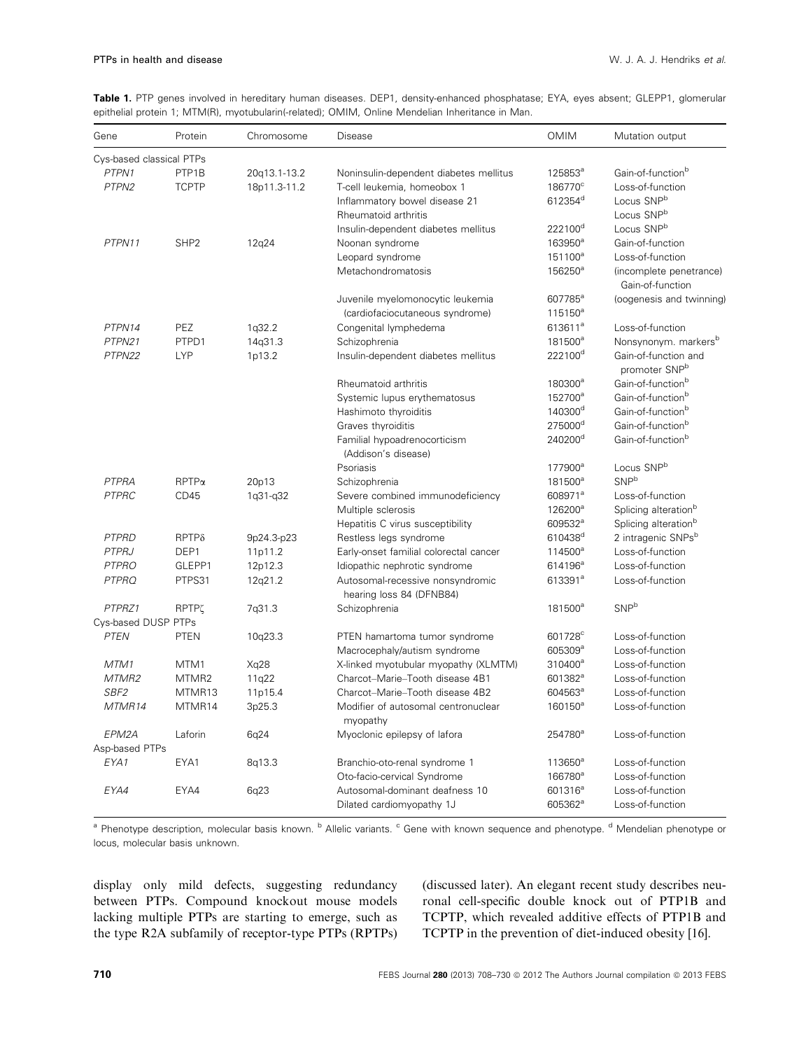**Table 1.** PTP genes involved in hereditary human diseases. DEP1, density-enhanced phosphatase; EYA, eyes absent; GLEPP1, glomerular epithelial protein 1; MTM(R), myotubularin(-related); OMIM, Online Mendelian Inheritance in Man.

| Gene | Protein | Chromosome | Disease | OMIM | Mutation output |
|---|---|---|---|---|---|
| Cys-based classical PTPs | | | | | |
| *PTPN1* | PTP1B | 20q13.1-13.2 | Noninsulin-dependent diabetes mellitus | 125853[a] | Gain-of-function[b] |
| *PTPN2* | TCPTP | 18p11.3-11.2 | T-cell leukemia, homeobox 1 | 186770[c] | Loss-of-function |
| | | | Inflammatory bowel disease 21 | 612354[d] | Locus SNP[b] |
| | | | Rheumatoid arthritis | | Locus SNP[b] |
| | | | Insulin-dependent diabetes mellitus | 222100[d] | Locus SNP[b] |
| *PTPN11* | SHP2 | 12q24 | Noonan syndrome | 163950[a] | Gain-of-function |
| | | | Leopard syndrome | 151100[a] | Loss-of-function |
| | | | Metachondromatosis | 156250[a] | (incomplete penetrance) Gain-of-function |
| | | | Juvenile myelomonocytic leukemia (cardiofaciocutaneous syndrome) | 607785[a] 115150[a] | (oogenesis and twinning) |
| *PTPN14* | PEZ | 1q32.2 | Congenital lymphedema | 613611[a] | Loss-of-function |
| *PTPN21* | PTPD1 | 14q31.3 | Schizophrenia | 181500[a] | Nonsynonym. markers[b] |
| *PTPN22* | LYP | 1p13.2 | Insulin-dependent diabetes mellitus | 222100[d] | Gain-of-function and promoter SNP[b] |
| | | | Rheumatoid arthritis | 180300[a] | Gain-of-function[b] |
| | | | Systemic lupus erythematosus | 152700[a] | Gain-of-function[b] |
| | | | Hashimoto thyroiditis | 140300[d] | Gain-of-function[b] |
| | | | Graves thyroiditis | 275000[d] | Gain-of-function[b] |
| | | | Familial hypoadrenocorticism (Addison's disease) | 240200[d] | Gain-of-function[b] |
| | | | Psoriasis | 177900[a] | Locus SNP[b] |
| *PTPRA* | RPTPα | 20p13 | Schizophrenia | 181500[a] | SNP[b] |
| *PTPRC* | CD45 | 1q31-q32 | Severe combined immunodeficiency | 608971[a] | Loss-of-function |
| | | | Multiple sclerosis | 126200[a] | Splicing alteration[b] |
| | | | Hepatitis C virus susceptibility | 609532[a] | Splicing alteration[b] |
| *PTPRD* | RPTPδ | 9p24.3-p23 | Restless legs syndrome | 610438[d] | 2 intragenic SNPs[b] |
| *PTPRJ* | DEP1 | 11p11.2 | Early-onset familial colorectal cancer | 114500[a] | Loss-of-function |
| *PTPRO* | GLEPP1 | 12p12.3 | Idiopathic nephrotic syndrome | 614196[a] | Loss-of-function |
| *PTPRQ* | PTPS31 | 12q21.2 | Autosomal-recessive nonsyndromic hearing loss 84 (DFNB84) | 613391[a] | Loss-of-function |
| *PTPRZ1* | RPTPζ | 7q31.3 | Schizophrenia | 181500[a] | SNP[b] |
| Cys-based DUSP PTPs | | | | | |
| *PTEN* | PTEN | 10q23.3 | PTEN hamartoma tumor syndrome | 601728[c] | Loss-of-function |
| | | | Macrocephaly/autism syndrome | 605309[a] | Loss-of-function |
| *MTM1* | MTM1 | Xq28 | X-linked myotubular myopathy (XLMTM) | 310400[a] | Loss-of-function |
| *MTMR2* | MTMR2 | 11q22 | Charcot–Marie–Tooth disease 4B1 | 601382[a] | Loss-of-function |
| *SBF2* | MTMR13 | 11p15.4 | Charcot–Marie–Tooth disease 4B2 | 604563[a] | Loss-of-function |
| *MTMR14* | MTMR14 | 3p25.3 | Modifier of autosomal centronuclear myopathy | 160150[a] | Loss-of-function |
| *EPM2A* | Laforin | 6q24 | Myoclonic epilepsy of lafora | 254780[a] | Loss-of-function |
| Asp-based PTPs | | | | | |
| *EYA1* | EYA1 | 8q13.3 | Branchio-oto-renal syndrome 1 | 113650[a] | Loss-of-function |
| | | | Oto-facio-cervical Syndrome | 166780[a] | Loss-of-function |
| *EYA4* | EYA4 | 6q23 | Autosomal-dominant deafness 10 | 601316[a] | Loss-of-function |
| | | | Dilated cardiomyopathy 1J | 605362[a] | Loss-of-function |

[a] Phenotype description, molecular basis known. [b] Allelic variants. [c] Gene with known sequence and phenotype. [d] Mendelian phenotype or locus, molecular basis unknown.

display only mild defects, suggesting redundancy between PTPs. Compound knockout mouse models lacking multiple PTPs are starting to emerge, such as the type R2A subfamily of receptor-type PTPs (RPTPs) (discussed later). An elegant recent study describes neuronal cell-specific double knock out of PTP1B and TCPTP, which revealed additive effects of PTP1B and TCPTP in the prevention of diet-induced obesity [16].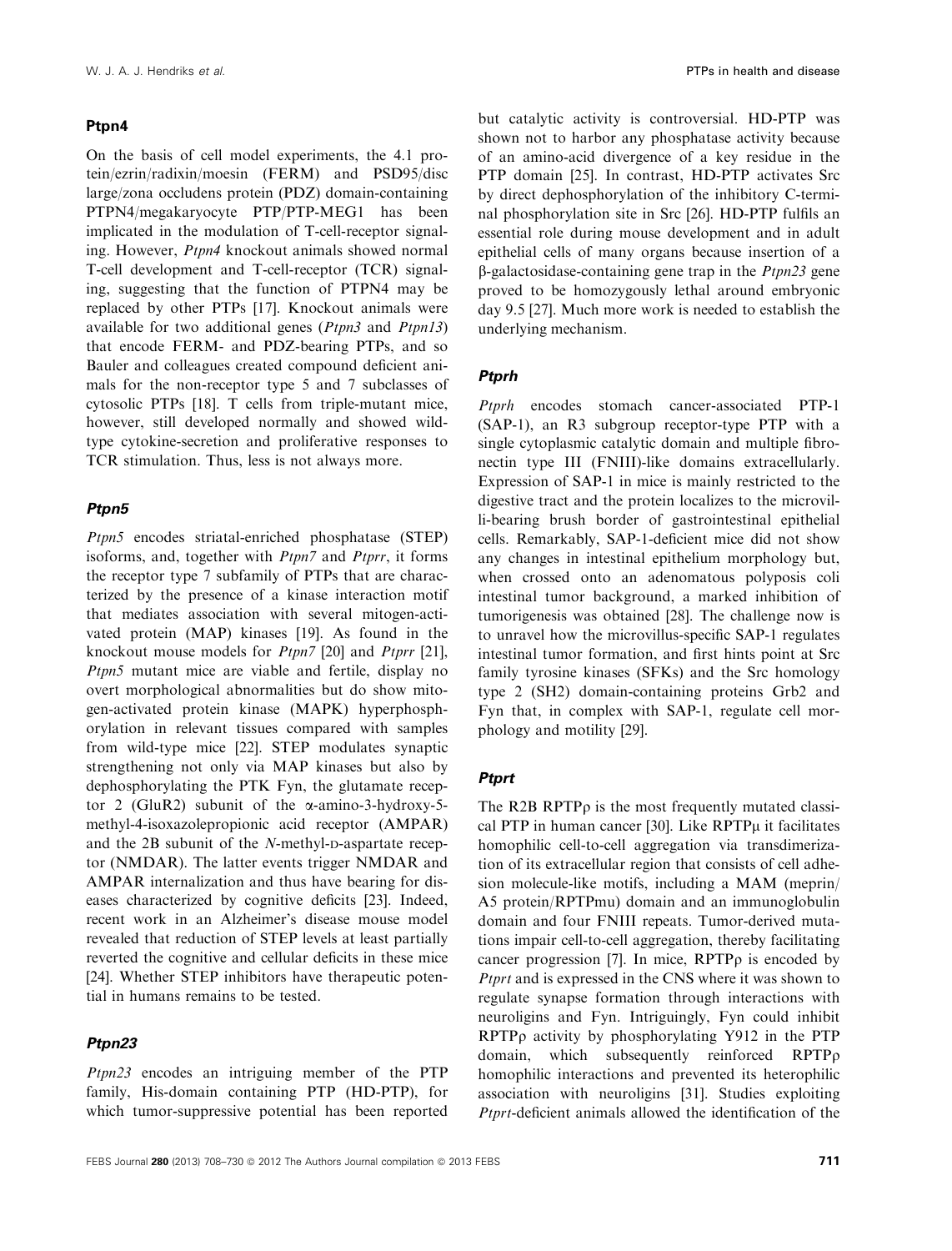### Ptpn4

On the basis of cell model experiments, the 4.1 protein/ezrin/radixin/moesin (FERM) and PSD95/disc large/zona occludens protein (PDZ) domain-containing PTPN4/megakaryocyte PTP/PTP-MEG1 has been implicated in the modulation of T-cell-receptor signaling. However, *Ptpn4* knockout animals showed normal T-cell development and T-cell-receptor (TCR) signaling, suggesting that the function of PTPN4 may be replaced by other PTPs [17]. Knockout animals were available for two additional genes (*Ptpn3* and *Ptpn13*) that encode FERM- and PDZ-bearing PTPs, and so Bauler and colleagues created compound deficient animals for the non-receptor type 5 and 7 subclasses of cytosolic PTPs [18]. T cells from triple-mutant mice, however, still developed normally and showed wild-type cytokine-secretion and proliferative responses to TCR stimulation. Thus, less is not always more.

### Ptpn5

*Ptpn5* encodes striatal-enriched phosphatase (STEP) isoforms, and, together with *Ptpn7* and *Ptprr*, it forms the receptor type 7 subfamily of PTPs that are characterized by the presence of a kinase interaction motif that mediates association with several mitogen-activated protein (MAP) kinases [19]. As found in the knockout mouse models for *Ptpn7* [20] and *Ptprr* [21], *Ptpn5* mutant mice are viable and fertile, display no overt morphological abnormalities but do show mitogen-activated protein kinase (MAPK) hyperphosphorylation in relevant tissues compared with samples from wild-type mice [22]. STEP modulates synaptic strengthening not only via MAP kinases but also by dephosphorylating the PTK Fyn, the glutamate receptor 2 (GluR2) subunit of the α-amino-3-hydroxy-5-methyl-4-isoxazolepropionic acid receptor (AMPAR) and the 2B subunit of the *N*-methyl-D-aspartate receptor (NMDAR). The latter events trigger NMDAR and AMPAR internalization and thus have bearing for diseases characterized by cognitive deficits [23]. Indeed, recent work in an Alzheimer's disease mouse model revealed that reduction of STEP levels at least partially reverted the cognitive and cellular deficits in these mice [24]. Whether STEP inhibitors have therapeutic potential in humans remains to be tested.

### Ptpn23

*Ptpn23* encodes an intriguing member of the PTP family, His-domain containing PTP (HD-PTP), for which tumor-suppressive potential has been reported but catalytic activity is controversial. HD-PTP was shown not to harbor any phosphatase activity because of an amino-acid divergence of a key residue in the PTP domain [25]. In contrast, HD-PTP activates Src by direct dephosphorylation of the inhibitory C-terminal phosphorylation site in Src [26]. HD-PTP fulfils an essential role during mouse development and in adult epithelial cells of many organs because insertion of a β-galactosidase-containing gene trap in the *Ptpn23* gene proved to be homozygously lethal around embryonic day 9.5 [27]. Much more work is needed to establish the underlying mechanism.

### Ptprh

*Ptprh* encodes stomach cancer-associated PTP-1 (SAP-1), an R3 subgroup receptor-type PTP with a single cytoplasmic catalytic domain and multiple fibronectin type III (FNIII)-like domains extracellularly. Expression of SAP-1 in mice is mainly restricted to the digestive tract and the protein localizes to the microvilli-bearing brush border of gastrointestinal epithelial cells. Remarkably, SAP-1-deficient mice did not show any changes in intestinal epithelium morphology but, when crossed onto an adenomatous polyposis coli intestinal tumor background, a marked inhibition of tumorigenesis was obtained [28]. The challenge now is to unravel how the microvillus-specific SAP-1 regulates intestinal tumor formation, and first hints point at Src family tyrosine kinases (SFKs) and the Src homology type 2 (SH2) domain-containing proteins Grb2 and Fyn that, in complex with SAP-1, regulate cell morphology and motility [29].

### Ptprt

The R2B RPTPρ is the most frequently mutated classical PTP in human cancer [30]. Like RPTPμ it facilitates homophilic cell-to-cell aggregation via transdimerization of its extracellular region that consists of cell adhesion molecule-like motifs, including a MAM (meprin/A5 protein/RPTPmu) domain and an immunoglobulin domain and four FNIII repeats. Tumor-derived mutations impair cell-to-cell aggregation, thereby facilitating cancer progression [7]. In mice, RPTPρ is encoded by *Ptprt* and is expressed in the CNS where it was shown to regulate synapse formation through interactions with neuroligins and Fyn. Intriguingly, Fyn could inhibit RPTPρ activity by phosphorylating Y912 in the PTP domain, which subsequently reinforced RPTPρ homophilic interactions and prevented its heterophilic association with neuroligins [31]. Studies exploiting *Ptprt*-deficient animals allowed the identification of the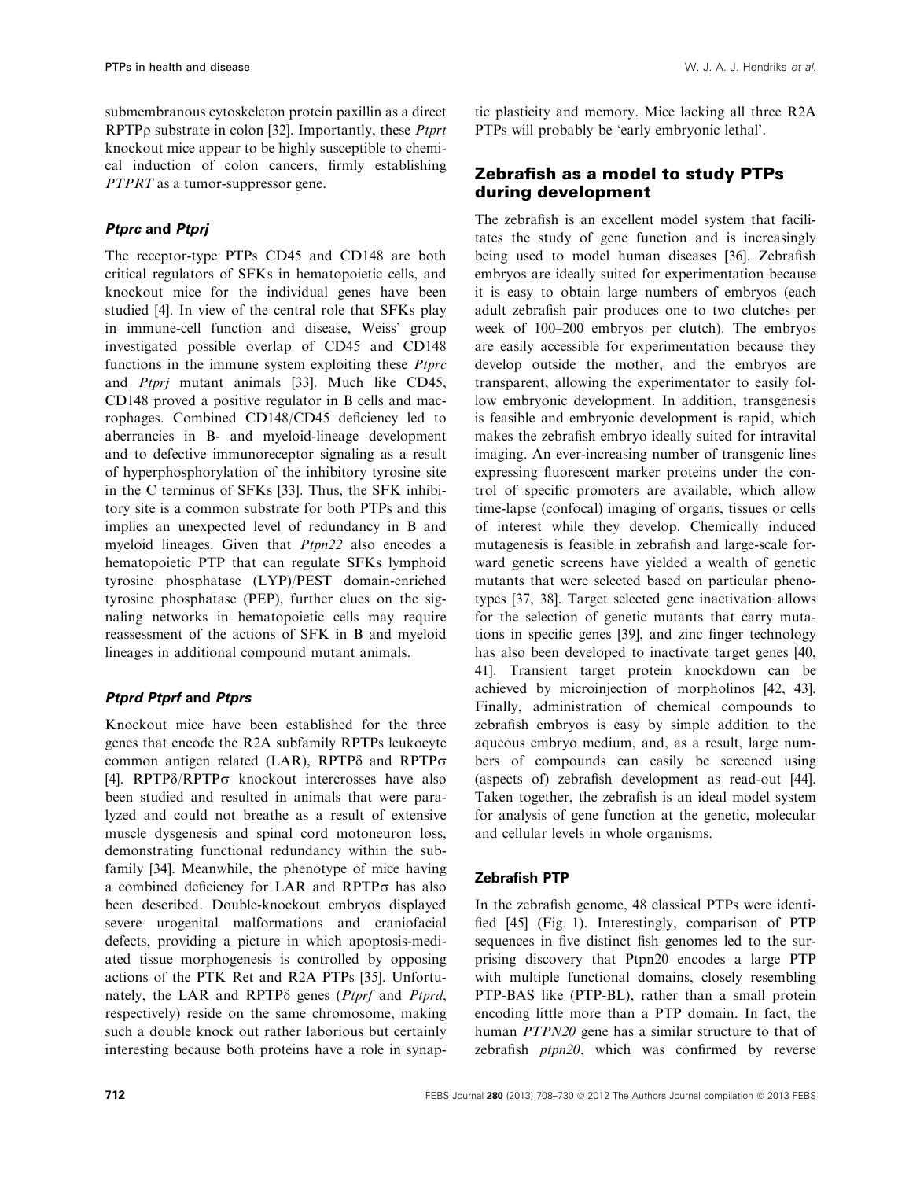submembranous cytoskeleton protein paxillin as a direct RPTPρ substrate in colon [32]. Importantly, these *Ptprt* knockout mice appear to be highly susceptible to chemical induction of colon cancers, firmly establishing *PTPRT* as a tumor-suppressor gene.

### *Ptprc* and *Ptprj*

The receptor-type PTPs CD45 and CD148 are both critical regulators of SFKs in hematopoietic cells, and knockout mice for the individual genes have been studied [4]. In view of the central role that SFKs play in immune-cell function and disease, Weiss' group investigated possible overlap of CD45 and CD148 functions in the immune system exploiting these *Ptprc* and *Ptprj* mutant animals [33]. Much like CD45, CD148 proved a positive regulator in B cells and macrophages. Combined CD148/CD45 deficiency led to aberrancies in B- and myeloid-lineage development and to defective immunoreceptor signaling as a result of hyperphosphorylation of the inhibitory tyrosine site in the C terminus of SFKs [33]. Thus, the SFK inhibitory site is a common substrate for both PTPs and this implies an unexpected level of redundancy in B and myeloid lineages. Given that *Ptpn22* also encodes a hematopoietic PTP that can regulate SFKs lymphoid tyrosine phosphatase (LYP)/PEST domain-enriched tyrosine phosphatase (PEP), further clues on the signaling networks in hematopoietic cells may require reassessment of the actions of SFK in B and myeloid lineages in additional compound mutant animals.

### *Ptprd Ptprf* and *Ptprs*

Knockout mice have been established for the three genes that encode the R2A subfamily RPTPs leukocyte common antigen related (LAR), RPTPδ and RPTPσ [4]. RPTPδ/RPTPσ knockout intercrosses have also been studied and resulted in animals that were paralyzed and could not breathe as a result of extensive muscle dysgenesis and spinal cord motoneuron loss, demonstrating functional redundancy within the subfamily [34]. Meanwhile, the phenotype of mice having a combined deficiency for LAR and RPTPσ has also been described. Double-knockout embryos displayed severe urogenital malformations and craniofacial defects, providing a picture in which apoptosis-mediated tissue morphogenesis is controlled by opposing actions of the PTK Ret and R2A PTPs [35]. Unfortunately, the LAR and RPTPδ genes (*Ptprf* and *Ptprd*, respectively) reside on the same chromosome, making such a double knock out rather laborious but certainly interesting because both proteins have a role in synaptic plasticity and memory. Mice lacking all three R2A PTPs will probably be 'early embryonic lethal'.

## Zebrafish as a model to study PTPs during development

The zebrafish is an excellent model system that facilitates the study of gene function and is increasingly being used to model human diseases [36]. Zebrafish embryos are ideally suited for experimentation because it is easy to obtain large numbers of embryos (each adult zebrafish pair produces one to two clutches per week of 100–200 embryos per clutch). The embryos are easily accessible for experimentation because they develop outside the mother, and the embryos are transparent, allowing the experimentator to easily follow embryonic development. In addition, transgenesis is feasible and embryonic development is rapid, which makes the zebrafish embryo ideally suited for intravital imaging. An ever-increasing number of transgenic lines expressing fluorescent marker proteins under the control of specific promoters are available, which allow time-lapse (confocal) imaging of organs, tissues or cells of interest while they develop. Chemically induced mutagenesis is feasible in zebrafish and large-scale forward genetic screens have yielded a wealth of genetic mutants that were selected based on particular phenotypes [37, 38]. Target selected gene inactivation allows for the selection of genetic mutants that carry mutations in specific genes [39], and zinc finger technology has also been developed to inactivate target genes [40, 41]. Transient target protein knockdown can be achieved by microinjection of morpholinos [42, 43]. Finally, administration of chemical compounds to zebrafish embryos is easy by simple addition to the aqueous embryo medium, and, as a result, large numbers of compounds can easily be screened using (aspects of) zebrafish development as read-out [44]. Taken together, the zebrafish is an ideal model system for analysis of gene function at the genetic, molecular and cellular levels in whole organisms.

### Zebrafish PTP

In the zebrafish genome, 48 classical PTPs were identified [45] (Fig. 1). Interestingly, comparison of PTP sequences in five distinct fish genomes led to the surprising discovery that Ptpn20 encodes a large PTP with multiple functional domains, closely resembling PTP-BAS like (PTP-BL), rather than a small protein encoding little more than a PTP domain. In fact, the human *PTPN20* gene has a similar structure to that of zebrafish *ptpn20*, which was confirmed by reverse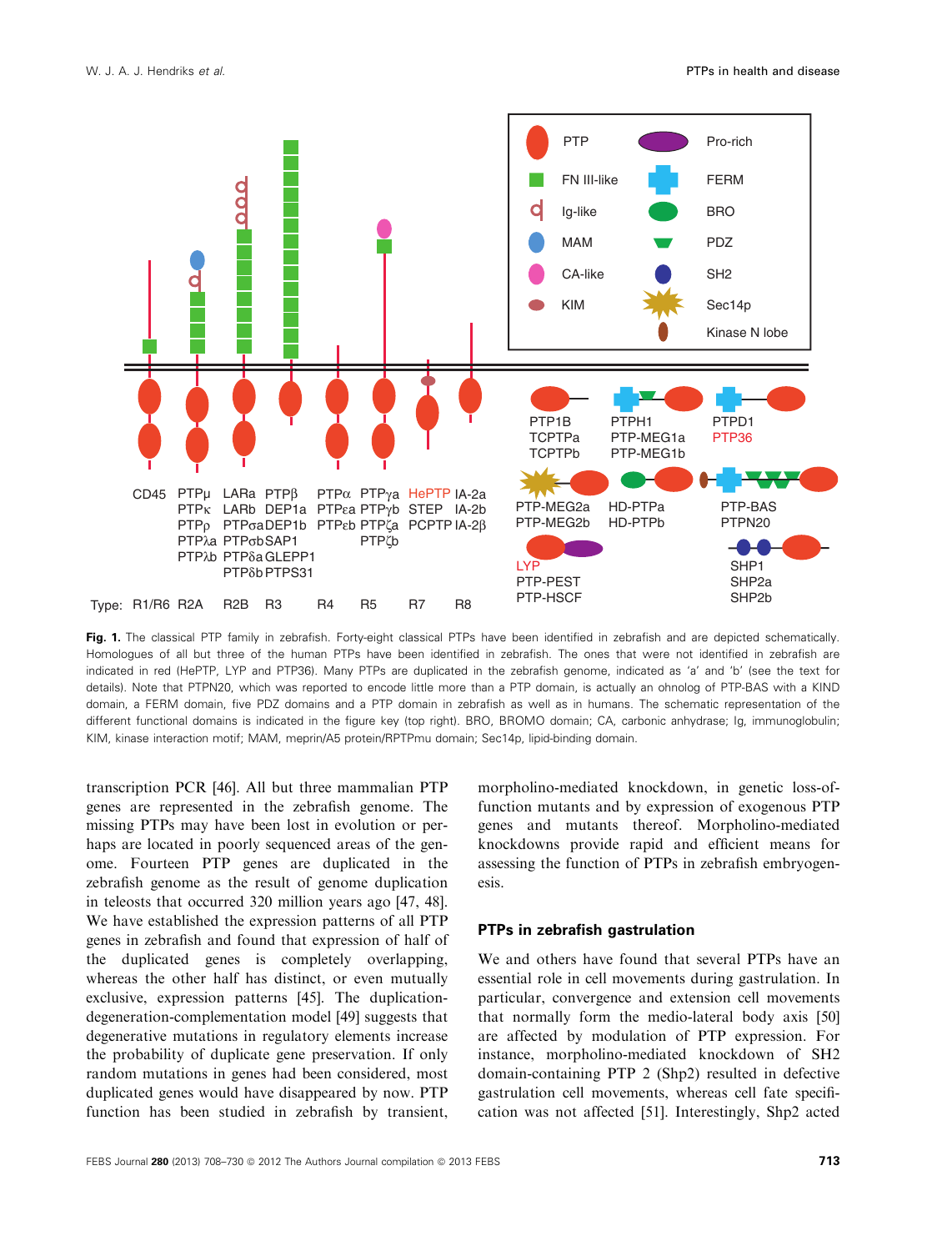**Fig. 1.** The classical PTP family in zebrafish. Forty-eight classical PTPs have been identified in zebrafish and are depicted schematically. Homologues of all but three of the human PTPs have been identified in zebrafish. The ones that were not identified in zebrafish are indicated in red (HePTP, LYP and PTP36). Many PTPs are duplicated in the zebrafish genome, indicated as 'a' and 'b' (see the text for details). Note that PTPN20, which was reported to encode little more than a PTP domain, is actually an ohnolog of PTP-BAS with a KIND domain, a FERM domain, five PDZ domains and a PTP domain in zebrafish as well as in humans. The schematic representation of the different functional domains is indicated in the figure key (top right). BRO, BROMO domain; CA, carbonic anhydrase; Ig, immunoglobulin; KIM, kinase interaction motif; MAM, meprin/A5 protein/RPTPmu domain; Sec14p, lipid-binding domain.

transcription PCR [46]. All but three mammalian PTP genes are represented in the zebrafish genome. The missing PTPs may have been lost in evolution or perhaps are located in poorly sequenced areas of the genome. Fourteen PTP genes are duplicated in the zebrafish genome as the result of genome duplication in teleosts that occurred 320 million years ago [47, 48]. We have established the expression patterns of all PTP genes in zebrafish and found that expression of half of the duplicated genes is completely overlapping, whereas the other half has distinct, or even mutually exclusive, expression patterns [45]. The duplication-degeneration-complementation model [49] suggests that degenerative mutations in regulatory elements increase the probability of duplicate gene preservation. If only random mutations in genes had been considered, most duplicated genes would have disappeared by now. PTP function has been studied in zebrafish by transient, morpholino-mediated knockdown, in genetic loss-of-function mutants and by expression of exogenous PTP genes and mutants thereof. Morpholino-mediated knockdowns provide rapid and efficient means for assessing the function of PTPs in zebrafish embryogenesis.

### PTPs in zebrafish gastrulation

We and others have found that several PTPs have an essential role in cell movements during gastrulation. In particular, convergence and extension cell movements that normally form the medio-lateral body axis [50] are affected by modulation of PTP expression. For instance, morpholino-mediated knockdown of SH2 domain-containing PTP 2 (Shp2) resulted in defective gastrulation cell movements, whereas cell fate specification was not affected [51]. Interestingly, Shp2 acted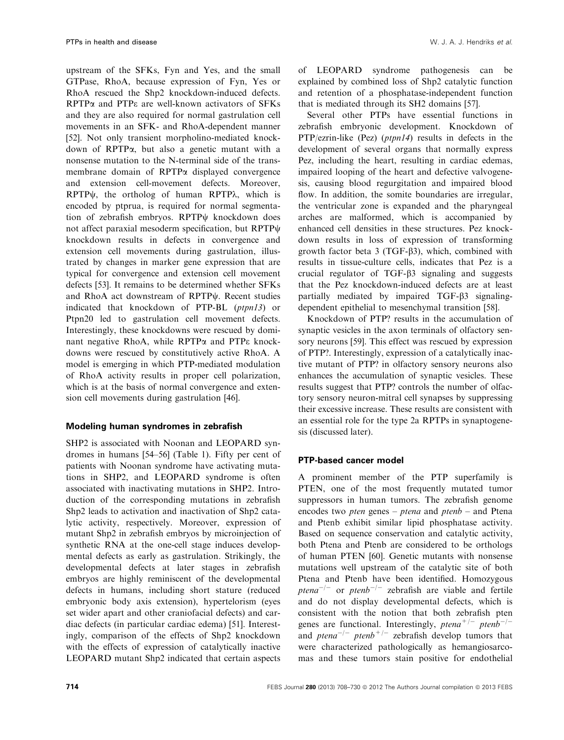upstream of the SFKs, Fyn and Yes, and the small GTPase, RhoA, because expression of Fyn, Yes or RhoA rescued the Shp2 knockdown-induced defects. RPTPα and PTPε are well-known activators of SFKs and they are also required for normal gastrulation cell movements in an SFK- and RhoA-dependent manner [52]. Not only transient morpholino-mediated knockdown of RPTPα, but also a genetic mutant with a nonsense mutation to the N-terminal side of the transmembrane domain of RPTPα displayed convergence and extension cell-movement defects. Moreover, RPTPψ, the ortholog of human RPTPλ, which is encoded by ptprua, is required for normal segmentation of zebrafish embryos. RPTPψ knockdown does not affect paraxial mesoderm specification, but RPTPψ knockdown results in defects in convergence and extension cell movements during gastrulation, illustrated by changes in marker gene expression that are typical for convergence and extension cell movement defects [53]. It remains to be determined whether SFKs and RhoA act downstream of RPTPψ. Recent studies indicated that knockdown of PTP-BL (*ptpn13*) or Ptpn20 led to gastrulation cell movement defects. Interestingly, these knockdowns were rescued by dominant negative RhoA, while RPTPα and PTPε knockdowns were rescued by constitutively active RhoA. A model is emerging in which PTP-mediated modulation of RhoA activity results in proper cell polarization, which is at the basis of normal convergence and extension cell movements during gastrulation [46].

## Modeling human syndromes in zebrafish

SHP2 is associated with Noonan and LEOPARD syndromes in humans [54–56] (Table 1). Fifty per cent of patients with Noonan syndrome have activating mutations in SHP2, and LEOPARD syndrome is often associated with inactivating mutations in SHP2. Introduction of the corresponding mutations in zebrafish Shp2 leads to activation and inactivation of Shp2 catalytic activity, respectively. Moreover, expression of mutant Shp2 in zebrafish embryos by microinjection of synthetic RNA at the one-cell stage induces developmental defects as early as gastrulation. Strikingly, the developmental defects at later stages in zebrafish embryos are highly reminiscent of the developmental defects in humans, including short stature (reduced embryonic body axis extension), hypertelorism (eyes set wider apart and other craniofacial defects) and cardiac defects (in particular cardiac edema) [51]. Interestingly, comparison of the effects of Shp2 knockdown with the effects of expression of catalytically inactive LEOPARD mutant Shp2 indicated that certain aspects of LEOPARD syndrome pathogenesis can be explained by combined loss of Shp2 catalytic function and retention of a phosphatase-independent function that is mediated through its SH2 domains [57].

Several other PTPs have essential functions in zebrafish embryonic development. Knockdown of PTP/ezrin-like (Pez) (*ptpn14*) results in defects in the development of several organs that normally express Pez, including the heart, resulting in cardiac edemas, impaired looping of the heart and defective valvogenesis, causing blood regurgitation and impaired blood flow. In addition, the somite boundaries are irregular, the ventricular zone is expanded and the pharyngeal arches are malformed, which is accompanied by enhanced cell densities in these structures. Pez knockdown results in loss of expression of transforming growth factor beta 3 (TGF-β3), which, combined with results in tissue-culture cells, indicates that Pez is a crucial regulator of TGF-β3 signaling and suggests that the Pez knockdown-induced defects are at least partially mediated by impaired TGF-β3 signaling-dependent epithelial to mesenchymal transition [58].

Knockdown of PTP? results in the accumulation of synaptic vesicles in the axon terminals of olfactory sensory neurons [59]. This effect was rescued by expression of PTP?. Interestingly, expression of a catalytically inactive mutant of PTP? in olfactory sensory neurons also enhances the accumulation of synaptic vesicles. These results suggest that PTP? controls the number of olfactory sensory neuron-mitral cell synapses by suppressing their excessive increase. These results are consistent with an essential role for the type 2a RPTPs in synaptogenesis (discussed later).

## PTP-based cancer model

A prominent member of the PTP superfamily is PTEN, one of the most frequently mutated tumor suppressors in human tumors. The zebrafish genome encodes two *pten* genes – *ptena* and *ptenb* – and Ptena and Ptenb exhibit similar lipid phosphatase activity. Based on sequence conservation and catalytic activity, both Ptena and Ptenb are considered to be orthologs of human PTEN [60]. Genetic mutants with nonsense mutations well upstream of the catalytic site of both Ptena and Ptenb have been identified. Homozygous $ptena^{-/-}$ or $ptenb^{-/-}$ zebrafish are viable and fertile and do not display developmental defects, which is consistent with the notion that both zebrafish pten genes are functional. Interestingly, $ptena^{+/-}$ $ptenb^{-/-}$ and $ptena^{-/-}$ $ptenb^{+/-}$ zebrafish develop tumors that were characterized pathologically as hemangiosarcomas and these tumors stain positive for endothelial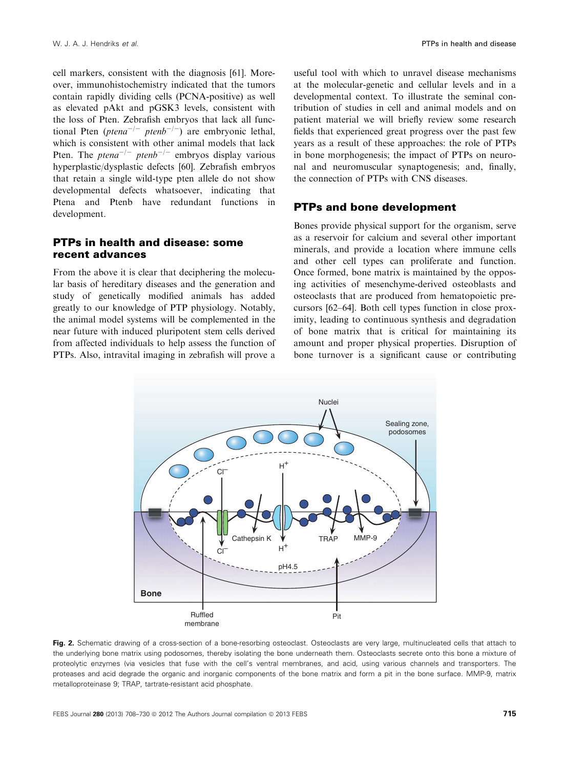cell markers, consistent with the diagnosis [61]. Moreover, immunohistochemistry indicated that the tumors contain rapidly dividing cells (PCNA-positive) as well as elevated pAkt and pGSK3 levels, consistent with the loss of Pten. Zebrafish embryos that lack all functional Pten (*ptena*$^{-/-}$ *ptenb*$^{-/-}$) are embryonic lethal, which is consistent with other animal models that lack Pten. The *ptena*$^{-/-}$ *ptenb*$^{-/-}$ embryos display various hyperplastic/dysplastic defects [60]. Zebrafish embryos that retain a single wild-type pten allele do not show developmental defects whatsoever, indicating that Ptena and Ptenb have redundant functions in development.

## PTPs in health and disease: some recent advances

From the above it is clear that deciphering the molecular basis of hereditary diseases and the generation and study of genetically modified animals has added greatly to our knowledge of PTP physiology. Notably, the animal model systems will be complemented in the near future with induced pluripotent stem cells derived from affected individuals to help assess the function of PTPs. Also, intravital imaging in zebrafish will prove a useful tool with which to unravel disease mechanisms at the molecular-genetic and cellular levels and in a developmental context. To illustrate the seminal contribution of studies in cell and animal models and on patient material we will briefly review some research fields that experienced great progress over the past few years as a result of these approaches: the role of PTPs in bone morphogenesis; the impact of PTPs on neuronal and neuromuscular synaptogenesis; and, finally, the connection of PTPs with CNS diseases.

## PTPs and bone development

Bones provide physical support for the organism, serve as a reservoir for calcium and several other important minerals, and provide a location where immune cells and other cell types can proliferate and function. Once formed, bone matrix is maintained by the opposing activities of mesenchyme-derived osteoblasts and osteoclasts that are produced from hematopoietic precursors [62–64]. Both cell types function in close proximity, leading to continuous synthesis and degradation of bone matrix that is critical for maintaining its amount and proper physical properties. Disruption of bone turnover is a significant cause or contributing

**Fig. 2.** Schematic drawing of a cross-section of a bone-resorbing osteoclast. Osteoclasts are very large, multinucleated cells that attach to the underlying bone matrix using podosomes, thereby isolating the bone underneath them. Osteoclasts secrete onto this bone a mixture of proteolytic enzymes (via vesicles that fuse with the cell's ventral membranes, and acid, using various channels and transporters. The proteases and acid degrade the organic and inorganic components of the bone matrix and form a pit in the bone surface. MMP-9, matrix metalloproteinase 9; TRAP, tartrate-resistant acid phosphate.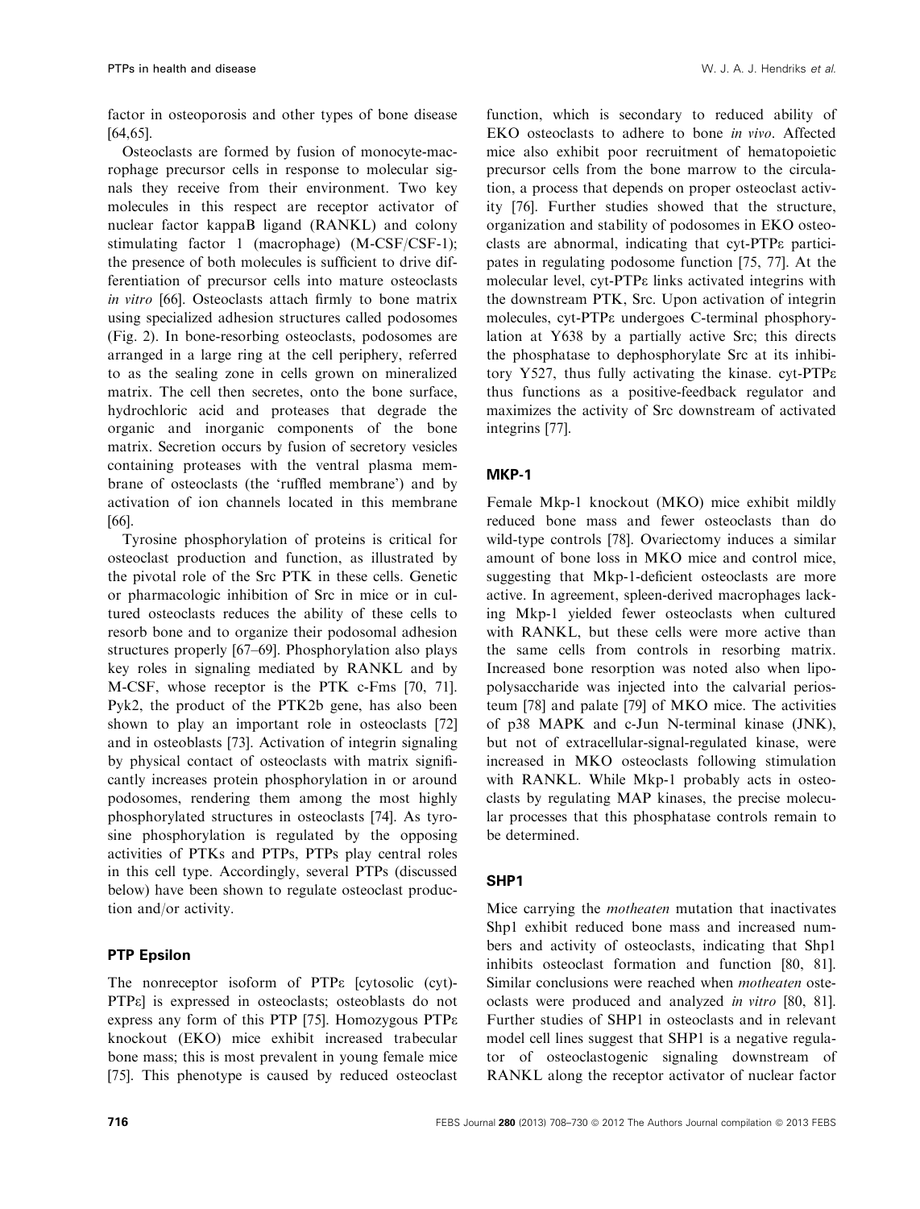factor in osteoporosis and other types of bone disease [64,65].

Osteoclasts are formed by fusion of monocyte-macrophage precursor cells in response to molecular signals they receive from their environment. Two key molecules in this respect are receptor activator of nuclear factor kappaB ligand (RANKL) and colony stimulating factor 1 (macrophage) (M-CSF/CSF-1); the presence of both molecules is sufficient to drive differentiation of precursor cells into mature osteoclasts *in vitro* [66]. Osteoclasts attach firmly to bone matrix using specialized adhesion structures called podosomes (Fig. 2). In bone-resorbing osteoclasts, podosomes are arranged in a large ring at the cell periphery, referred to as the sealing zone in cells grown on mineralized matrix. The cell then secretes, onto the bone surface, hydrochloric acid and proteases that degrade the organic and inorganic components of the bone matrix. Secretion occurs by fusion of secretory vesicles containing proteases with the ventral plasma membrane of osteoclasts (the 'ruffled membrane') and by activation of ion channels located in this membrane [66].

Tyrosine phosphorylation of proteins is critical for osteoclast production and function, as illustrated by the pivotal role of the Src PTK in these cells. Genetic or pharmacologic inhibition of Src in mice or in cultured osteoclasts reduces the ability of these cells to resorb bone and to organize their podosomal adhesion structures properly [67–69]. Phosphorylation also plays key roles in signaling mediated by RANKL and by M-CSF, whose receptor is the PTK c-Fms [70, 71]. Pyk2, the product of the PTK2b gene, has also been shown to play an important role in osteoclasts [72] and in osteoblasts [73]. Activation of integrin signaling by physical contact of osteoclasts with matrix significantly increases protein phosphorylation in or around podosomes, rendering them among the most highly phosphorylated structures in osteoclasts [74]. As tyrosine phosphorylation is regulated by the opposing activities of PTKs and PTPs, PTPs play central roles in this cell type. Accordingly, several PTPs (discussed below) have been shown to regulate osteoclast production and/or activity.

### PTP Epsilon

The nonreceptor isoform of PTPε [cytosolic (cyt)-PTPε] is expressed in osteoclasts; osteoblasts do not express any form of this PTP [75]. Homozygous PTPε knockout (EKO) mice exhibit increased trabecular bone mass; this is most prevalent in young female mice [75]. This phenotype is caused by reduced osteoclast function, which is secondary to reduced ability of EKO osteoclasts to adhere to bone *in vivo*. Affected mice also exhibit poor recruitment of hematopoietic precursor cells from the bone marrow to the circulation, a process that depends on proper osteoclast activity [76]. Further studies showed that the structure, organization and stability of podosomes in EKO osteoclasts are abnormal, indicating that cyt-PTPε participates in regulating podosome function [75, 77]. At the molecular level, cyt-PTPε links activated integrins with the downstream PTK, Src. Upon activation of integrin molecules, cyt-PTPε undergoes C-terminal phosphorylation at Y638 by a partially active Src; this directs the phosphatase to dephosphorylate Src at its inhibitory Y527, thus fully activating the kinase. cyt-PTPε thus functions as a positive-feedback regulator and maximizes the activity of Src downstream of activated integrins [77].

### MKP-1

Female Mkp-1 knockout (MKO) mice exhibit mildly reduced bone mass and fewer osteoclasts than do wild-type controls [78]. Ovariectomy induces a similar amount of bone loss in MKO mice and control mice, suggesting that Mkp-1-deficient osteoclasts are more active. In agreement, spleen-derived macrophages lacking Mkp-1 yielded fewer osteoclasts when cultured with RANKL, but these cells were more active than the same cells from controls in resorbing matrix. Increased bone resorption was noted also when lipopolysaccharide was injected into the calvarial periosteum [78] and palate [79] of MKO mice. The activities of p38 MAPK and c-Jun N-terminal kinase (JNK), but not of extracellular-signal-regulated kinase, were increased in MKO osteoclasts following stimulation with RANKL. While Mkp-1 probably acts in osteoclasts by regulating MAP kinases, the precise molecular processes that this phosphatase controls remain to be determined.

### SHP1

Mice carrying the *motheaten* mutation that inactivates Shp1 exhibit reduced bone mass and increased numbers and activity of osteoclasts, indicating that Shp1 inhibits osteoclast formation and function [80, 81]. Similar conclusions were reached when *motheaten* osteoclasts were produced and analyzed *in vitro* [80, 81]. Further studies of SHP1 in osteoclasts and in relevant model cell lines suggest that SHP1 is a negative regulator of osteoclastogenic signaling downstream of RANKL along the receptor activator of nuclear factor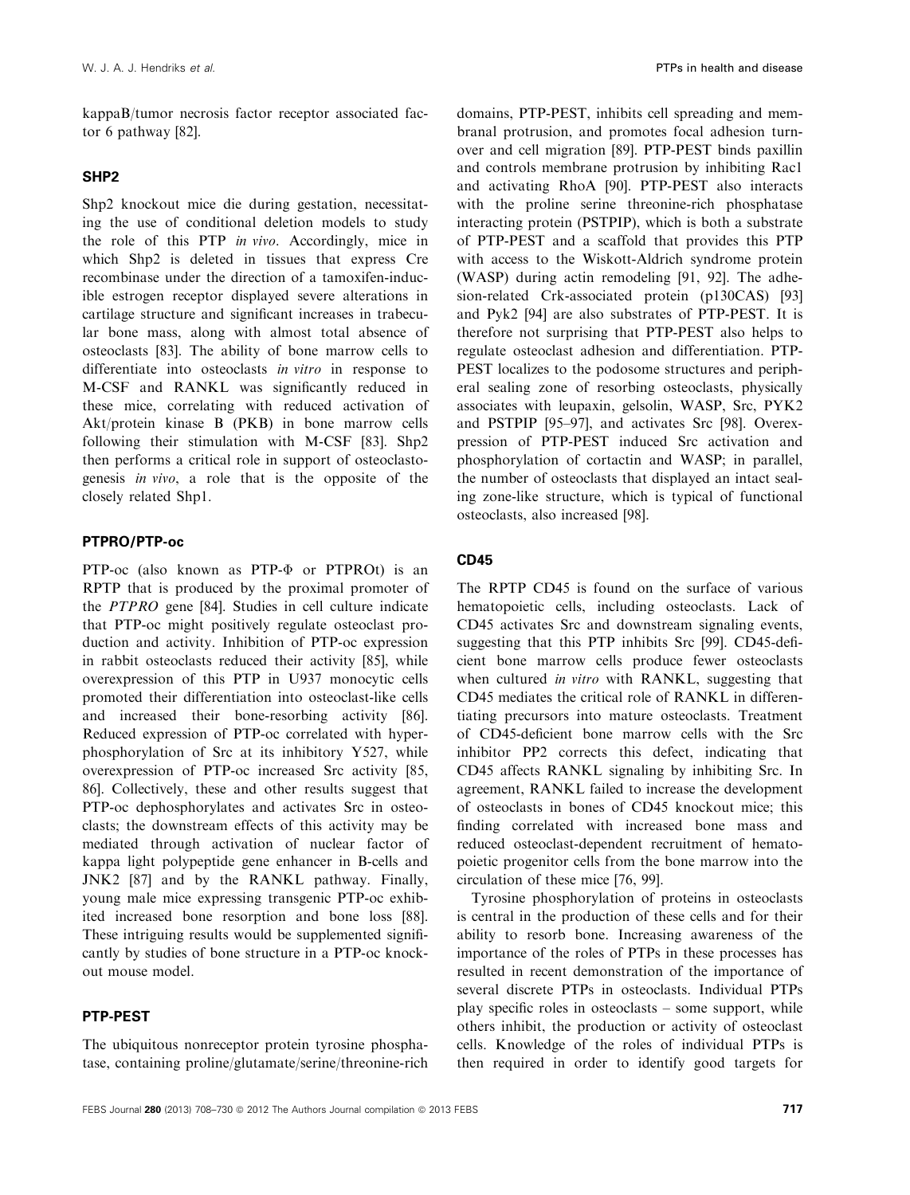kappaB/tumor necrosis factor receptor associated factor 6 pathway [82].

### SHP2

Shp2 knockout mice die during gestation, necessitating the use of conditional deletion models to study the role of this PTP *in vivo*. Accordingly, mice in which Shp2 is deleted in tissues that express Cre recombinase under the direction of a tamoxifen-inducible estrogen receptor displayed severe alterations in cartilage structure and significant increases in trabecular bone mass, along with almost total absence of osteoclasts [83]. The ability of bone marrow cells to differentiate into osteoclasts *in vitro* in response to M-CSF and RANKL was significantly reduced in these mice, correlating with reduced activation of Akt/protein kinase B (PKB) in bone marrow cells following their stimulation with M-CSF [83]. Shp2 then performs a critical role in support of osteoclastogenesis *in vivo*, a role that is the opposite of the closely related Shp1.

### PTPRO/PTP-oc

PTP-oc (also known as PTP-Φ or PTPROt) is an RPTP that is produced by the proximal promoter of the *PTPRO* gene [84]. Studies in cell culture indicate that PTP-oc might positively regulate osteoclast production and activity. Inhibition of PTP-oc expression in rabbit osteoclasts reduced their activity [85], while overexpression of this PTP in U937 monocytic cells promoted their differentiation into osteoclast-like cells and increased their bone-resorbing activity [86]. Reduced expression of PTP-oc correlated with hyperphosphorylation of Src at its inhibitory Y527, while overexpression of PTP-oc increased Src activity [85, 86]. Collectively, these and other results suggest that PTP-oc dephosphorylates and activates Src in osteoclasts; the downstream effects of this activity may be mediated through activation of nuclear factor of kappa light polypeptide gene enhancer in B-cells and JNK2 [87] and by the RANKL pathway. Finally, young male mice expressing transgenic PTP-oc exhibited increased bone resorption and bone loss [88]. These intriguing results would be supplemented significantly by studies of bone structure in a PTP-oc knockout mouse model.

### PTP-PEST

The ubiquitous nonreceptor protein tyrosine phosphatase, containing proline/glutamate/serine/threonine-rich domains, PTP-PEST, inhibits cell spreading and membranal protrusion, and promotes focal adhesion turnover and cell migration [89]. PTP-PEST binds paxillin and controls membrane protrusion by inhibiting Rac1 and activating RhoA [90]. PTP-PEST also interacts with the proline serine threonine-rich phosphatase interacting protein (PSTPIP), which is both a substrate of PTP-PEST and a scaffold that provides this PTP with access to the Wiskott-Aldrich syndrome protein (WASP) during actin remodeling [91, 92]. The adhesion-related Crk-associated protein (p130CAS) [93] and Pyk2 [94] are also substrates of PTP-PEST. It is therefore not surprising that PTP-PEST also helps to regulate osteoclast adhesion and differentiation. PTP-PEST localizes to the podosome structures and peripheral sealing zone of resorbing osteoclasts, physically associates with leupaxin, gelsolin, WASP, Src, PYK2 and PSTPIP [95–97], and activates Src [98]. Overexpression of PTP-PEST induced Src activation and phosphorylation of cortactin and WASP; in parallel, the number of osteoclasts that displayed an intact sealing zone-like structure, which is typical of functional osteoclasts, also increased [98].

### CD45

The RPTP CD45 is found on the surface of various hematopoietic cells, including osteoclasts. Lack of CD45 activates Src and downstream signaling events, suggesting that this PTP inhibits Src [99]. CD45-deficient bone marrow cells produce fewer osteoclasts when cultured *in vitro* with RANKL, suggesting that CD45 mediates the critical role of RANKL in differentiating precursors into mature osteoclasts. Treatment of CD45-deficient bone marrow cells with the Src inhibitor PP2 corrects this defect, indicating that CD45 affects RANKL signaling by inhibiting Src. In agreement, RANKL failed to increase the development of osteoclasts in bones of CD45 knockout mice; this finding correlated with increased bone mass and reduced osteoclast-dependent recruitment of hematopoietic progenitor cells from the bone marrow into the circulation of these mice [76, 99].

Tyrosine phosphorylation of proteins in osteoclasts is central in the production of these cells and for their ability to resorb bone. Increasing awareness of the importance of the roles of PTPs in these processes has resulted in recent demonstration of the importance of several discrete PTPs in osteoclasts. Individual PTPs play specific roles in osteoclasts – some support, while others inhibit, the production or activity of osteoclast cells. Knowledge of the roles of individual PTPs is then required in order to identify good targets for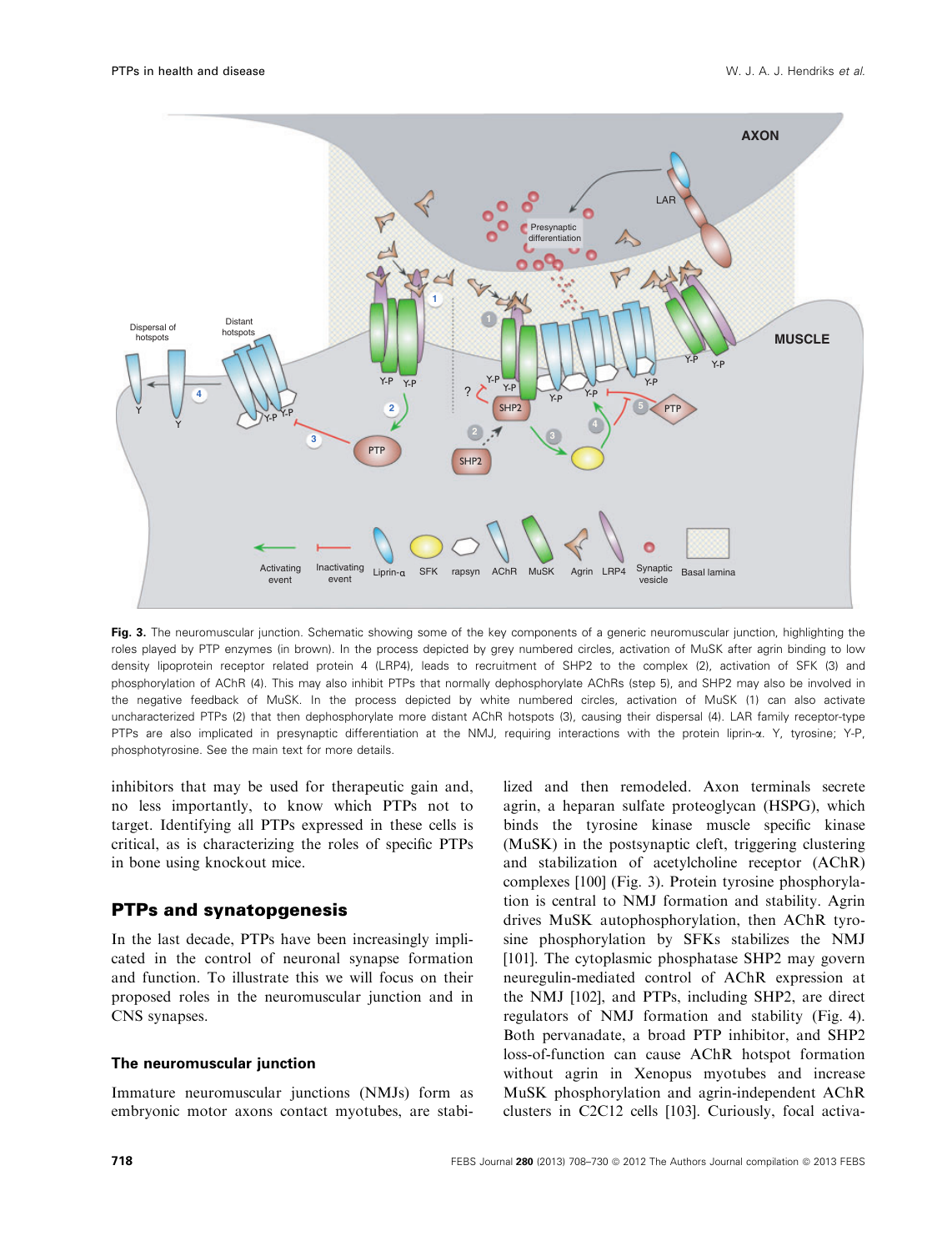Fig. 3. The neuromuscular junction. Schematic showing some of the key components of a generic neuromuscular junction, highlighting the roles played by PTP enzymes (in brown). In the process depicted by grey numbered circles, activation of MuSK after agrin binding to low density lipoprotein receptor related protein 4 (LRP4), leads to recruitment of SHP2 to the complex (2), activation of SFK (3) and phosphorylation of AChR (4). This may also inhibit PTPs that normally dephosphorylate AChRs (step 5), and SHP2 may also be involved in the negative feedback of MuSK. In the process depicted by white numbered circles, activation of MuSK (1) can also activate uncharacterized PTPs (2) that then dephosphorylate more distant AChR hotspots (3), causing their dispersal (4). LAR family receptor-type PTPs are also implicated in presynaptic differentiation at the NMJ, requiring interactions with the protein liprin-α. Y, tyrosine; Y-P, phosphotyrosine. See the main text for more details.

inhibitors that may be used for therapeutic gain and, no less importantly, to know which PTPs not to target. Identifying all PTPs expressed in these cells is critical, as is characterizing the roles of specific PTPs in bone using knockout mice.

## PTPs and synatopgenesis

In the last decade, PTPs have been increasingly implicated in the control of neuronal synapse formation and function. To illustrate this we will focus on their proposed roles in the neuromuscular junction and in CNS synapses.

### The neuromuscular junction

Immature neuromuscular junctions (NMJs) form as embryonic motor axons contact myotubes, are stabilized and then remodeled. Axon terminals secrete agrin, a heparan sulfate proteoglycan (HSPG), which binds the tyrosine kinase muscle specific kinase (MuSK) in the postsynaptic cleft, triggering clustering and stabilization of acetylcholine receptor (AChR) complexes [100] (Fig. 3). Protein tyrosine phosphorylation is central to NMJ formation and stability. Agrin drives MuSK autophosphorylation, then AChR tyrosine phosphorylation by SFKs stabilizes the NMJ [101]. The cytoplasmic phosphatase SHP2 may govern neuregulin-mediated control of AChR expression at the NMJ [102], and PTPs, including SHP2, are direct regulators of NMJ formation and stability (Fig. 4). Both pervanadate, a broad PTP inhibitor, and SHP2 loss-of-function can cause AChR hotspot formation without agrin in Xenopus myotubes and increase MuSK phosphorylation and agrin-independent AChR clusters in C2C12 cells [103]. Curiously, focal activa-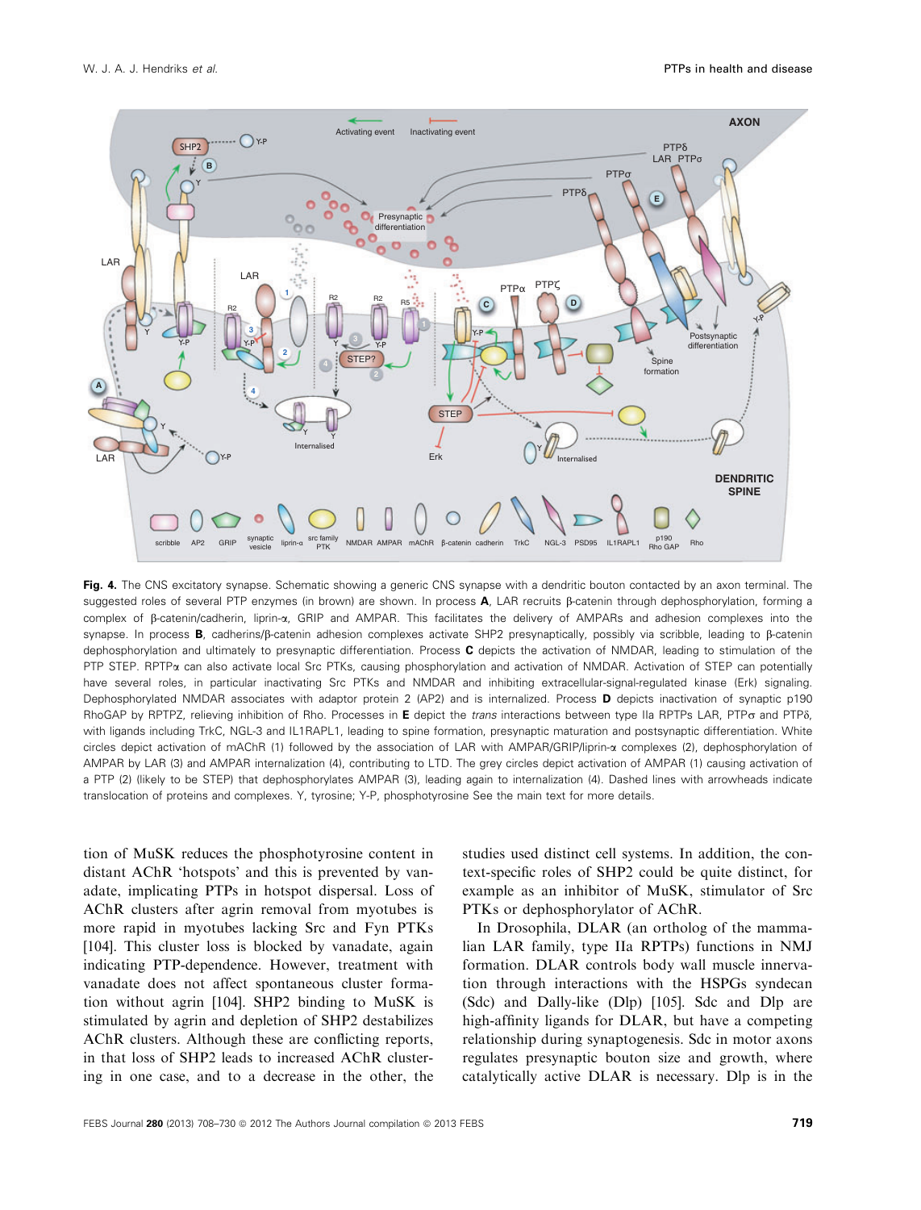**Fig. 4.** The CNS excitatory synapse. Schematic showing a generic CNS synapse with a dendritic bouton contacted by an axon terminal. The suggested roles of several PTP enzymes (in brown) are shown. In process **A**, LAR recruits β-catenin through dephosphorylation, forming a complex of β-catenin/cadherin, liprin-α, GRIP and AMPAR. This facilitates the delivery of AMPARs and adhesion complexes into the synapse. In process **B**, cadherins/β-catenin adhesion complexes activate SHP2 presynaptically, possibly via scribble, leading to β-catenin dephosphorylation and ultimately to presynaptic differentiation. Process **C** depicts the activation of NMDAR, leading to stimulation of the PTP STEP. RPTPα can also activate local Src PTKs, causing phosphorylation and activation of NMDAR. Activation of STEP can potentially have several roles, in particular inactivating Src PTKs and NMDAR and inhibiting extracellular-signal-regulated kinase (Erk) signaling. Dephosphorylated NMDAR associates with adaptor protein 2 (AP2) and is internalized. Process **D** depicts inactivation of synaptic p190 RhoGAP by RPTPZ, relieving inhibition of Rho. Processes in **E** depict the *trans* interactions between type IIa RPTPs LAR, PTPσ and PTPδ, with ligands including TrkC, NGL-3 and IL1RAPL1, leading to spine formation, presynaptic maturation and postsynaptic differentiation. White circles depict activation of mAChR (1) followed by the association of LAR with AMPAR/GRIP/liprin-α complexes (2), dephosphorylation of AMPAR by LAR (3) and AMPAR internalization (4), contributing to LTD. The grey circles depict activation of AMPAR (1) causing activation of a PTP (2) (likely to be STEP) that dephosphorylates AMPAR (3), leading again to internalization (4). Dashed lines with arrowheads indicate translocation of proteins and complexes. Y, tyrosine; Y-P, phosphotyrosine See the main text for more details.

tion of MuSK reduces the phosphotyrosine content in distant AChR 'hotspots' and this is prevented by vanadate, implicating PTPs in hotspot dispersal. Loss of AChR clusters after agrin removal from myotubes is more rapid in myotubes lacking Src and Fyn PTKs [104]. This cluster loss is blocked by vanadate, again indicating PTP-dependence. However, treatment with vanadate does not affect spontaneous cluster formation without agrin [104]. SHP2 binding to MuSK is stimulated by agrin and depletion of SHP2 destabilizes AChR clusters. Although these are conflicting reports, in that loss of SHP2 leads to increased AChR clustering in one case, and to a decrease in the other, the studies used distinct cell systems. In addition, the context-specific roles of SHP2 could be quite distinct, for example as an inhibitor of MuSK, stimulator of Src PTKs or dephosphorylator of AChR.

In Drosophila, DLAR (an ortholog of the mammalian LAR family, type IIa RPTPs) functions in NMJ formation. DLAR controls body wall muscle innervation through interactions with the HSPGs syndecan (Sdc) and Dally-like (Dlp) [105]. Sdc and Dlp are high-affinity ligands for DLAR, but have a competing relationship during synaptogenesis. Sdc in motor axons regulates presynaptic bouton size and growth, where catalytically active DLAR is necessary. Dlp is in the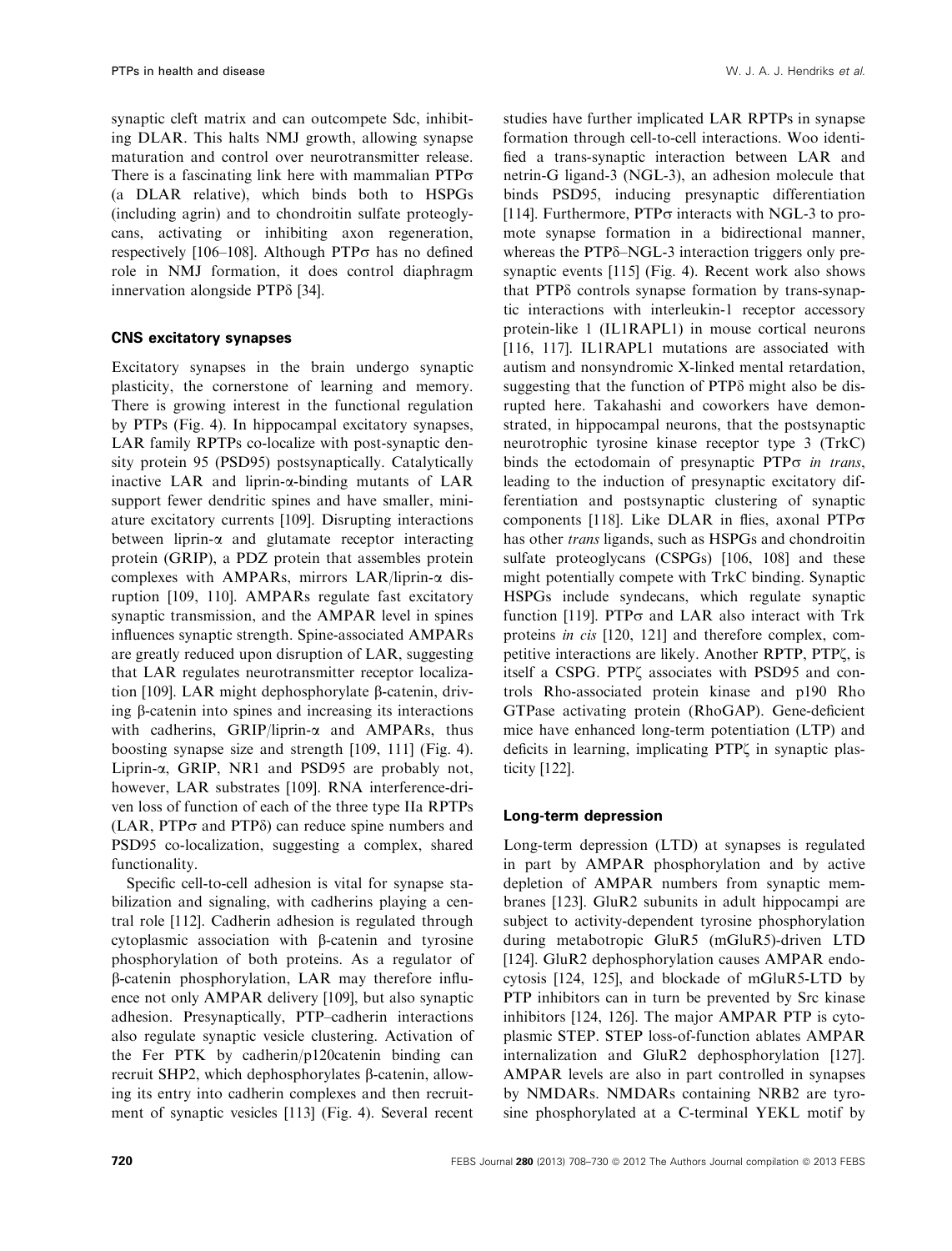synaptic cleft matrix and can outcompete Sdc, inhibiting DLAR. This halts NMJ growth, allowing synapse maturation and control over neurotransmitter release. There is a fascinating link here with mammalian PTPσ (a DLAR relative), which binds both to HSPGs (including agrin) and to chondroitin sulfate proteoglycans, activating or inhibiting axon regeneration, respectively [106–108]. Although PTPσ has no defined role in NMJ formation, it does control diaphragm innervation alongside PTPδ [34].

### CNS excitatory synapses

Excitatory synapses in the brain undergo synaptic plasticity, the cornerstone of learning and memory. There is growing interest in the functional regulation by PTPs (Fig. 4). In hippocampal excitatory synapses, LAR family RPTPs co-localize with post-synaptic density protein 95 (PSD95) postsynaptically. Catalytically inactive LAR and liprin-α-binding mutants of LAR support fewer dendritic spines and have smaller, miniature excitatory currents [109]. Disrupting interactions between liprin-α and glutamate receptor interacting protein (GRIP), a PDZ protein that assembles protein complexes with AMPARs, mirrors LAR/liprin-α disruption [109, 110]. AMPARs regulate fast excitatory synaptic transmission, and the AMPAR level in spines influences synaptic strength. Spine-associated AMPARs are greatly reduced upon disruption of LAR, suggesting that LAR regulates neurotransmitter receptor localization [109]. LAR might dephosphorylate β-catenin, driving β-catenin into spines and increasing its interactions with cadherins, GRIP/liprin-α and AMPARs, thus boosting synapse size and strength [109, 111] (Fig. 4). Liprin-α, GRIP, NR1 and PSD95 are probably not, however, LAR substrates [109]. RNA interference-driven loss of function of each of the three type IIa RPTPs (LAR, PTPσ and PTPδ) can reduce spine numbers and PSD95 co-localization, suggesting a complex, shared functionality.

Specific cell-to-cell adhesion is vital for synapse stabilization and signaling, with cadherins playing a central role [112]. Cadherin adhesion is regulated through cytoplasmic association with β-catenin and tyrosine phosphorylation of both proteins. As a regulator of β-catenin phosphorylation, LAR may therefore influence not only AMPAR delivery [109], but also synaptic adhesion. Presynaptically, PTP–cadherin interactions also regulate synaptic vesicle clustering. Activation of the Fer PTK by cadherin/p120catenin binding can recruit SHP2, which dephosphorylates β-catenin, allowing its entry into cadherin complexes and then recruitment of synaptic vesicles [113] (Fig. 4). Several recent studies have further implicated LAR RPTPs in synapse formation through cell-to-cell interactions. Woo identified a trans-synaptic interaction between LAR and netrin-G ligand-3 (NGL-3), an adhesion molecule that binds PSD95, inducing presynaptic differentiation [114]. Furthermore, PTPσ interacts with NGL-3 to promote synapse formation in a bidirectional manner, whereas the PTPδ–NGL-3 interaction triggers only presynaptic events [115] (Fig. 4). Recent work also shows that PTPδ controls synapse formation by trans-synaptic interactions with interleukin-1 receptor accessory protein-like 1 (IL1RAPL1) in mouse cortical neurons [116, 117]. IL1RAPL1 mutations are associated with autism and nonsyndromic X-linked mental retardation, suggesting that the function of PTPδ might also be disrupted here. Takahashi and coworkers have demonstrated, in hippocampal neurons, that the postsynaptic neurotrophic tyrosine kinase receptor type 3 (TrkC) binds the ectodomain of presynaptic PTPσ *in trans*, leading to the induction of presynaptic excitatory differentiation and postsynaptic clustering of synaptic components [118]. Like DLAR in flies, axonal PTPσ has other *trans* ligands, such as HSPGs and chondroitin sulfate proteoglycans (CSPGs) [106, 108] and these might potentially compete with TrkC binding. Synaptic HSPGs include syndecans, which regulate synaptic function [119]. PTPσ and LAR also interact with Trk proteins *in cis* [120, 121] and therefore complex, competitive interactions are likely. Another RPTP, PTPζ, is itself a CSPG. PTPζ associates with PSD95 and controls Rho-associated protein kinase and p190 Rho GTPase activating protein (RhoGAP). Gene-deficient mice have enhanced long-term potentiation (LTP) and deficits in learning, implicating PTPζ in synaptic plasticity [122].

### Long-term depression

Long-term depression (LTD) at synapses is regulated in part by AMPAR phosphorylation and by active depletion of AMPAR numbers from synaptic membranes [123]. GluR2 subunits in adult hippocampi are subject to activity-dependent tyrosine phosphorylation during metabotropic GluR5 (mGluR5)-driven LTD [124]. GluR2 dephosphorylation causes AMPAR endocytosis [124, 125], and blockade of mGluR5-LTD by PTP inhibitors can in turn be prevented by Src kinase inhibitors [124, 126]. The major AMPAR PTP is cytoplasmic STEP. STEP loss-of-function ablates AMPAR internalization and GluR2 dephosphorylation [127]. AMPAR levels are also in part controlled in synapses by NMDARs. NMDARs containing NRB2 are tyrosine phosphorylated at a C-terminal YEKL motif by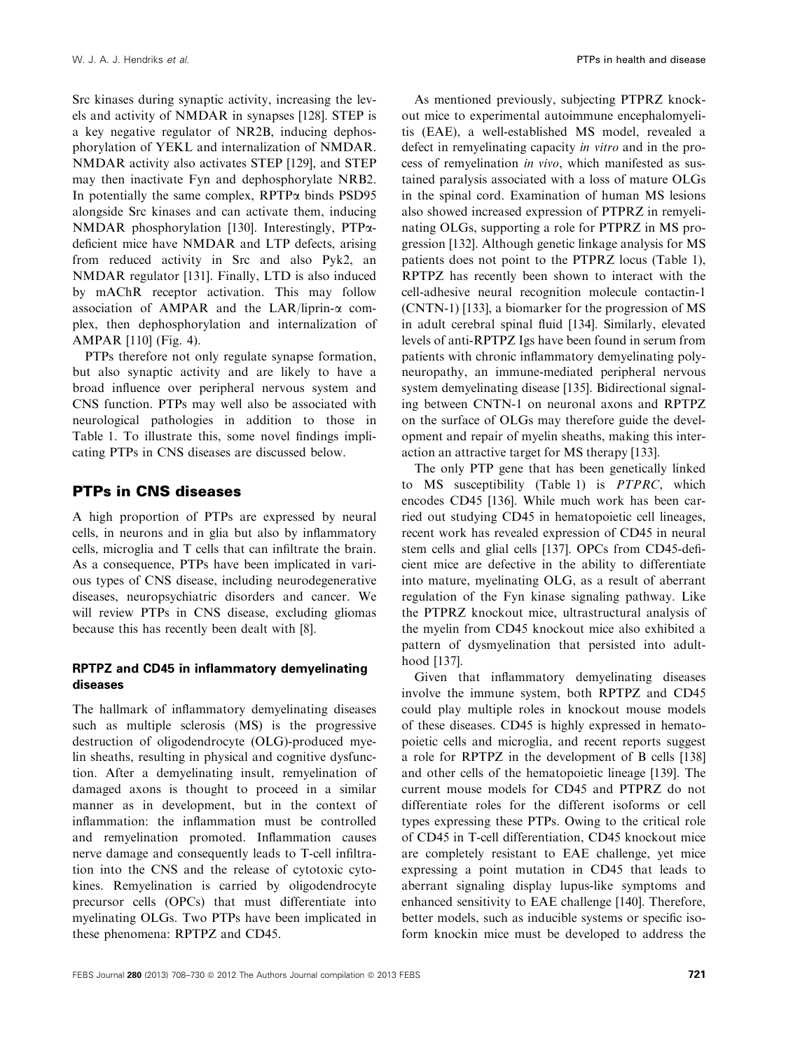Src kinases during synaptic activity, increasing the levels and activity of NMDAR in synapses [128]. STEP is a key negative regulator of NR2B, inducing dephosphorylation of YEKL and internalization of NMDAR. NMDAR activity also activates STEP [129], and STEP may then inactivate Fyn and dephosphorylate NRB2. In potentially the same complex, RPTPα binds PSD95 alongside Src kinases and can activate them, inducing NMDAR phosphorylation [130]. Interestingly, PTPα-deficient mice have NMDAR and LTP defects, arising from reduced activity in Src and also Pyk2, an NMDAR regulator [131]. Finally, LTD is also induced by mAChR receptor activation. This may follow association of AMPAR and the LAR/liprin-α complex, then dephosphorylation and internalization of AMPAR [110] (Fig. 4).

PTPs therefore not only regulate synapse formation, but also synaptic activity and are likely to have a broad influence over peripheral nervous system and CNS function. PTPs may well also be associated with neurological pathologies in addition to those in Table 1. To illustrate this, some novel findings implicating PTPs in CNS diseases are discussed below.

## PTPs in CNS diseases

A high proportion of PTPs are expressed by neural cells, in neurons and in glia but also by inflammatory cells, microglia and T cells that can infiltrate the brain. As a consequence, PTPs have been implicated in various types of CNS disease, including neurodegenerative diseases, neuropsychiatric disorders and cancer. We will review PTPs in CNS disease, excluding gliomas because this has recently been dealt with [8].

### RPTPZ and CD45 in inflammatory demyelinating diseases

The hallmark of inflammatory demyelinating diseases such as multiple sclerosis (MS) is the progressive destruction of oligodendrocyte (OLG)-produced myelin sheaths, resulting in physical and cognitive dysfunction. After a demyelinating insult, remyelination of damaged axons is thought to proceed in a similar manner as in development, but in the context of inflammation: the inflammation must be controlled and remyelination promoted. Inflammation causes nerve damage and consequently leads to T-cell infiltration into the CNS and the release of cytotoxic cytokines. Remyelination is carried by oligodendrocyte precursor cells (OPCs) that must differentiate into myelinating OLGs. Two PTPs have been implicated in these phenomena: RPTPZ and CD45.

As mentioned previously, subjecting PTPRZ knockout mice to experimental autoimmune encephalomyelitis (EAE), a well-established MS model, revealed a defect in remyelinating capacity *in vitro* and in the process of remyelination *in vivo*, which manifested as sustained paralysis associated with a loss of mature OLGs in the spinal cord. Examination of human MS lesions also showed increased expression of PTPRZ in remyelinating OLGs, supporting a role for PTPRZ in MS progression [132]. Although genetic linkage analysis for MS patients does not point to the PTPRZ locus (Table 1), RPTPZ has recently been shown to interact with the cell-adhesive neural recognition molecule contactin-1 (CNTN-1) [133], a biomarker for the progression of MS in adult cerebral spinal fluid [134]. Similarly, elevated levels of anti-RPTPZ Igs have been found in serum from patients with chronic inflammatory demyelinating polyneuropathy, an immune-mediated peripheral nervous system demyelinating disease [135]. Bidirectional signaling between CNTN-1 on neuronal axons and RPTPZ on the surface of OLGs may therefore guide the development and repair of myelin sheaths, making this interaction an attractive target for MS therapy [133].

The only PTP gene that has been genetically linked to MS susceptibility (Table 1) is *PTPRC*, which encodes CD45 [136]. While much work has been carried out studying CD45 in hematopoietic cell lineages, recent work has revealed expression of CD45 in neural stem cells and glial cells [137]. OPCs from CD45-deficient mice are defective in the ability to differentiate into mature, myelinating OLG, as a result of aberrant regulation of the Fyn kinase signaling pathway. Like the PTPRZ knockout mice, ultrastructural analysis of the myelin from CD45 knockout mice also exhibited a pattern of dysmyelination that persisted into adulthood [137].

Given that inflammatory demyelinating diseases involve the immune system, both RPTPZ and CD45 could play multiple roles in knockout mouse models of these diseases. CD45 is highly expressed in hematopoietic cells and microglia, and recent reports suggest a role for RPTPZ in the development of B cells [138] and other cells of the hematopoietic lineage [139]. The current mouse models for CD45 and PTPRZ do not differentiate roles for the different isoforms or cell types expressing these PTPs. Owing to the critical role of CD45 in T-cell differentiation, CD45 knockout mice are completely resistant to EAE challenge, yet mice expressing a point mutation in CD45 that leads to aberrant signaling display lupus-like symptoms and enhanced sensitivity to EAE challenge [140]. Therefore, better models, such as inducible systems or specific isoform knockin mice must be developed to address the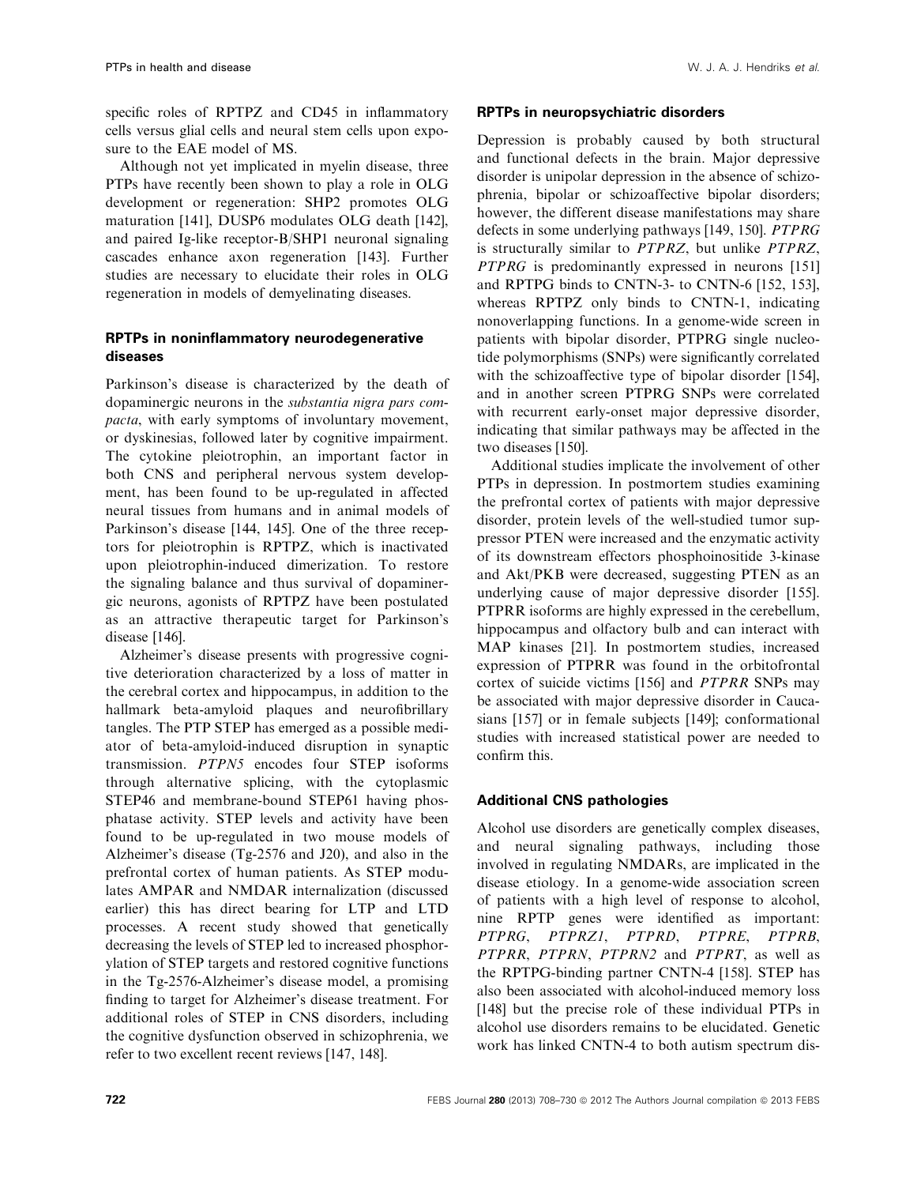specific roles of RPTPZ and CD45 in inflammatory cells versus glial cells and neural stem cells upon exposure to the EAE model of MS.

Although not yet implicated in myelin disease, three PTPs have recently been shown to play a role in OLG development or regeneration: SHP2 promotes OLG maturation [141], DUSP6 modulates OLG death [142], and paired Ig-like receptor-B/SHP1 neuronal signaling cascades enhance axon regeneration [143]. Further studies are necessary to elucidate their roles in OLG regeneration in models of demyelinating diseases.

### RPTPs in noninflammatory neurodegenerative diseases

Parkinson's disease is characterized by the death of dopaminergic neurons in the *substantia nigra pars compacta*, with early symptoms of involuntary movement, or dyskinesias, followed later by cognitive impairment. The cytokine pleiotrophin, an important factor in both CNS and peripheral nervous system development, has been found to be up-regulated in affected neural tissues from humans and in animal models of Parkinson's disease [144, 145]. One of the three receptors for pleiotrophin is RPTPZ, which is inactivated upon pleiotrophin-induced dimerization. To restore the signaling balance and thus survival of dopaminergic neurons, agonists of RPTPZ have been postulated as an attractive therapeutic target for Parkinson's disease [146].

Alzheimer's disease presents with progressive cognitive deterioration characterized by a loss of matter in the cerebral cortex and hippocampus, in addition to the hallmark beta-amyloid plaques and neurofibrillary tangles. The PTP STEP has emerged as a possible mediator of beta-amyloid-induced disruption in synaptic transmission. *PTPN5* encodes four STEP isoforms through alternative splicing, with the cytoplasmic STEP46 and membrane-bound STEP61 having phosphatase activity. STEP levels and activity have been found to be up-regulated in two mouse models of Alzheimer's disease (Tg-2576 and J20), and also in the prefrontal cortex of human patients. As STEP modulates AMPAR and NMDAR internalization (discussed earlier) this has direct bearing for LTP and LTD processes. A recent study showed that genetically decreasing the levels of STEP led to increased phosphorylation of STEP targets and restored cognitive functions in the Tg-2576-Alzheimer's disease model, a promising finding to target for Alzheimer's disease treatment. For additional roles of STEP in CNS disorders, including the cognitive dysfunction observed in schizophrenia, we refer to two excellent recent reviews [147, 148].

### RPTPs in neuropsychiatric disorders

Depression is probably caused by both structural and functional defects in the brain. Major depressive disorder is unipolar depression in the absence of schizophrenia, bipolar or schizoaffective bipolar disorders; however, the different disease manifestations may share defects in some underlying pathways [149, 150]. *PTPRG* is structurally similar to *PTPRZ*, but unlike *PTPRZ*, *PTPRG* is predominantly expressed in neurons [151] and RPTPG binds to CNTN-3- to CNTN-6 [152, 153], whereas RPTPZ only binds to CNTN-1, indicating nonoverlapping functions. In a genome-wide screen in patients with bipolar disorder, PTPRG single nucleotide polymorphisms (SNPs) were significantly correlated with the schizoaffective type of bipolar disorder [154], and in another screen PTPRG SNPs were correlated with recurrent early-onset major depressive disorder, indicating that similar pathways may be affected in the two diseases [150].

Additional studies implicate the involvement of other PTPs in depression. In postmortem studies examining the prefrontal cortex of patients with major depressive disorder, protein levels of the well-studied tumor suppressor PTEN were increased and the enzymatic activity of its downstream effectors phosphoinositide 3-kinase and Akt/PKB were decreased, suggesting PTEN as an underlying cause of major depressive disorder [155]. PTPRR isoforms are highly expressed in the cerebellum, hippocampus and olfactory bulb and can interact with MAP kinases [21]. In postmortem studies, increased expression of PTPRR was found in the orbitofrontal cortex of suicide victims [156] and *PTPRR* SNPs may be associated with major depressive disorder in Caucasians [157] or in female subjects [149]; conformational studies with increased statistical power are needed to confirm this.

### Additional CNS pathologies

Alcohol use disorders are genetically complex diseases, and neural signaling pathways, including those involved in regulating NMDARs, are implicated in the disease etiology. In a genome-wide association screen of patients with a high level of response to alcohol, nine RPTP genes were identified as important: *PTPRG*, *PTPRZ1*, *PTPRD*, *PTPRE*, *PTPRB*, *PTPRR*, *PTPRN*, *PTPRN2* and *PTPRT*, as well as the RPTPG-binding partner CNTN-4 [158]. STEP has also been associated with alcohol-induced memory loss [148] but the precise role of these individual PTPs in alcohol use disorders remains to be elucidated. Genetic work has linked CNTN-4 to both autism spectrum dis-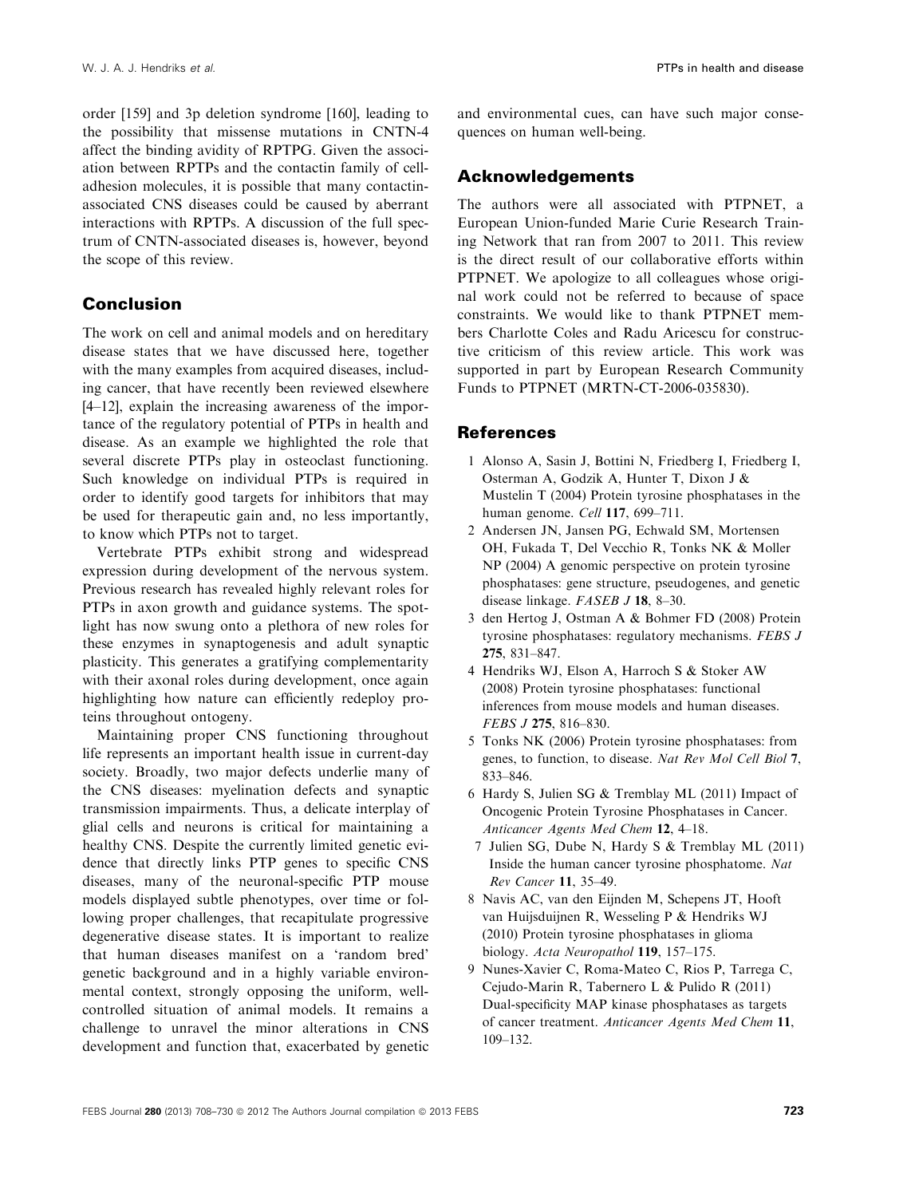order [159] and 3p deletion syndrome [160], leading to the possibility that missense mutations in CNTN-4 affect the binding avidity of RPTPG. Given the association between RPTPs and the contactin family of cell-adhesion molecules, it is possible that many contactin-associated CNS diseases could be caused by aberrant interactions with RPTPs. A discussion of the full spectrum of CNTN-associated diseases is, however, beyond the scope of this review.

## Conclusion

The work on cell and animal models and on hereditary disease states that we have discussed here, together with the many examples from acquired diseases, including cancer, that have recently been reviewed elsewhere [4–12], explain the increasing awareness of the importance of the regulatory potential of PTPs in health and disease. As an example we highlighted the role that several discrete PTPs play in osteoclast functioning. Such knowledge on individual PTPs is required in order to identify good targets for inhibitors that may be used for therapeutic gain and, no less importantly, to know which PTPs not to target.

Vertebrate PTPs exhibit strong and widespread expression during development of the nervous system. Previous research has revealed highly relevant roles for PTPs in axon growth and guidance systems. The spotlight has now swung onto a plethora of new roles for these enzymes in synaptogenesis and adult synaptic plasticity. This generates a gratifying complementarity with their axonal roles during development, once again highlighting how nature can efficiently redeploy proteins throughout ontogeny.

Maintaining proper CNS functioning throughout life represents an important health issue in current-day society. Broadly, two major defects underlie many of the CNS diseases: myelination defects and synaptic transmission impairments. Thus, a delicate interplay of glial cells and neurons is critical for maintaining a healthy CNS. Despite the currently limited genetic evidence that directly links PTP genes to specific CNS diseases, many of the neuronal-specific PTP mouse models displayed subtle phenotypes, over time or following proper challenges, that recapitulate progressive degenerative disease states. It is important to realize that human diseases manifest on a 'random bred' genetic background and in a highly variable environmental context, strongly opposing the uniform, well-controlled situation of animal models. It remains a challenge to unravel the minor alterations in CNS development and function that, exacerbated by genetic and environmental cues, can have such major consequences on human well-being.

## Acknowledgements

The authors were all associated with PTPNET, a European Union-funded Marie Curie Research Training Network that ran from 2007 to 2011. This review is the direct result of our collaborative efforts within PTPNET. We apologize to all colleagues whose original work could not be referred to because of space constraints. We would like to thank PTPNET members Charlotte Coles and Radu Aricescu for constructive criticism of this review article. This work was supported in part by European Research Community Funds to PTPNET (MRTN-CT-2006-035830).

## References

1. Alonso A, Sasin J, Bottini N, Friedberg I, Friedberg I, Osterman A, Godzik A, Hunter T, Dixon J & Mustelin T (2004) Protein tyrosine phosphatases in the human genome. *Cell* **117**, 699–711.
2. Andersen JN, Jansen PG, Echwald SM, Mortensen OH, Fukada T, Del Vecchio R, Tonks NK & Moller NP (2004) A genomic perspective on protein tyrosine phosphatases: gene structure, pseudogenes, and genetic disease linkage. *FASEB J* **18**, 8–30.
3. den Hertog J, Ostman A & Bohmer FD (2008) Protein tyrosine phosphatases: regulatory mechanisms. *FEBS J* **275**, 831–847.
4. Hendriks WJ, Elson A, Harroch S & Stoker AW (2008) Protein tyrosine phosphatases: functional inferences from mouse models and human diseases. *FEBS J* **275**, 816–830.
5. Tonks NK (2006) Protein tyrosine phosphatases: from genes, to function, to disease. *Nat Rev Mol Cell Biol* **7**, 833–846.
6. Hardy S, Julien SG & Tremblay ML (2011) Impact of Oncogenic Protein Tyrosine Phosphatases in Cancer. *Anticancer Agents Med Chem* **12**, 4–18.
7. Julien SG, Dube N, Hardy S & Tremblay ML (2011) Inside the human cancer tyrosine phosphatome. *Nat Rev Cancer* **11**, 35–49.
8. Navis AC, van den Eijnden M, Schepens JT, Hooft van Huijsduijnen R, Wesseling P & Hendriks WJ (2010) Protein tyrosine phosphatases in glioma biology. *Acta Neuropathol* **119**, 157–175.
9. Nunes-Xavier C, Roma-Mateo C, Rios P, Tarrega C, Cejudo-Marin R, Tabernero L & Pulido R (2011) Dual-specificity MAP kinase phosphatases as targets of cancer treatment. *Anticancer Agents Med Chem* **11**, 109–132.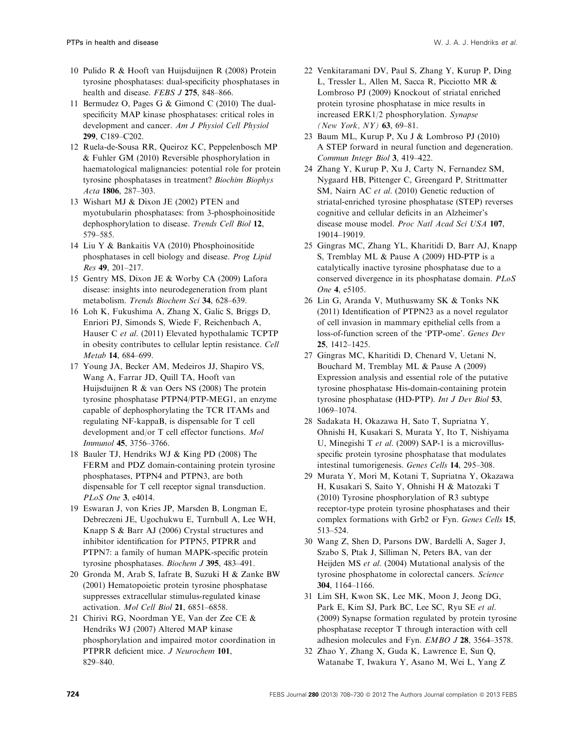10 Pulido R & Hooft van Huijsduijnen R (2008) Protein tyrosine phosphatases: dual-specificity phosphatases in health and disease. *FEBS J* **275**, 848–866.

11 Bermudez O, Pages G & Gimond C (2010) The dual-specificity MAP kinase phosphatases: critical roles in development and cancer. *Am J Physiol Cell Physiol* **299**, C189–C202.

12 Ruela-de-Sousa RR, Queiroz KC, Peppelenbosch MP & Fuhler GM (2010) Reversible phosphorylation in haematological malignancies: potential role for protein tyrosine phosphatases in treatment? *Biochim Biophys Acta* **1806**, 287–303.

13 Wishart MJ & Dixon JE (2002) PTEN and myotubularin phosphatases: from 3-phosphoinositide dephosphorylation to disease. *Trends Cell Biol* **12**, 579–585.

14 Liu Y & Bankaitis VA (2010) Phosphoinositide phosphatases in cell biology and disease. *Prog Lipid Res* **49**, 201–217.

15 Gentry MS, Dixon JE & Worby CA (2009) Lafora disease: insights into neurodegeneration from plant metabolism. *Trends Biochem Sci* **34**, 628–639.

16 Loh K, Fukushima A, Zhang X, Galic S, Briggs D, Enriori PJ, Simonds S, Wiede F, Reichenbach A, Hauser C *et al.* (2011) Elevated hypothalamic TCPTP in obesity contributes to cellular leptin resistance. *Cell Metab* **14**, 684–699.

17 Young JA, Becker AM, Medeiros JJ, Shapiro VS, Wang A, Farrar JD, Quill TA, Hooft van Huijsduijnen R & van Oers NS (2008) The protein tyrosine phosphatase PTPN4/PTP-MEG1, an enzyme capable of dephosphorylating the TCR ITAMs and regulating NF-kappaB, is dispensable for T cell development and/or T cell effector functions. *Mol Immunol* **45**, 3756–3766.

18 Bauler TJ, Hendriks WJ & King PD (2008) The FERM and PDZ domain-containing protein tyrosine phosphatases, PTPN4 and PTPN3, are both dispensable for T cell receptor signal transduction. *PLoS One* **3**, e4014.

19 Eswaran J, von Kries JP, Marsden B, Longman E, Debreczeni JE, Ugochukwu E, Turnbull A, Lee WH, Knapp S & Barr AJ (2006) Crystal structures and inhibitor identification for PTPN5, PTPRR and PTPN7: a family of human MAPK-specific protein tyrosine phosphatases. *Biochem J* **395**, 483–491.

20 Gronda M, Arab S, Iafrate B, Suzuki H & Zanke BW (2001) Hematopoietic protein tyrosine phosphatase suppresses extracellular stimulus-regulated kinase activation. *Mol Cell Biol* **21**, 6851–6858.

21 Chirivi RG, Noordman YE, Van der Zee CE & Hendriks WJ (2007) Altered MAP kinase phosphorylation and impaired motor coordination in PTPRR deficient mice. *J Neurochem* **101**, 829–840.

22 Venkitaramani DV, Paul S, Zhang Y, Kurup P, Ding L, Tressler L, Allen M, Sacca R, Picciotto MR & Lombroso PJ (2009) Knockout of striatal enriched protein tyrosine phosphatase in mice results in increased ERK1/2 phosphorylation. *Synapse (New York, NY)* **63**, 69–81.

23 Baum ML, Kurup P, Xu J & Lombroso PJ (2010) A STEP forward in neural function and degeneration. *Commun Integr Biol* **3**, 419–422.

24 Zhang Y, Kurup P, Xu J, Carty N, Fernandez SM, Nygaard HB, Pittenger C, Greengard P, Strittmatter SM, Nairn AC *et al.* (2010) Genetic reduction of striatal-enriched tyrosine phosphatase (STEP) reverses cognitive and cellular deficits in an Alzheimer's disease mouse model. *Proc Natl Acad Sci USA* **107**, 19014–19019.

25 Gingras MC, Zhang YL, Kharitidi D, Barr AJ, Knapp S, Tremblay ML & Pause A (2009) HD-PTP is a catalytically inactive tyrosine phosphatase due to a conserved divergence in its phosphatase domain. *PLoS One* **4**, e5105.

26 Lin G, Aranda V, Muthuswamy SK & Tonks NK (2011) Identification of PTPN23 as a novel regulator of cell invasion in mammary epithelial cells from a loss-of-function screen of the 'PTP-ome'. *Genes Dev* **25**, 1412–1425.

27 Gingras MC, Kharitidi D, Chenard V, Uetani N, Bouchard M, Tremblay ML & Pause A (2009) Expression analysis and essential role of the putative tyrosine phosphatase His-domain-containing protein tyrosine phosphatase (HD-PTP). *Int J Dev Biol* **53**, 1069–1074.

28 Sadakata H, Okazawa H, Sato T, Supriatna Y, Ohnishi H, Kusakari S, Murata Y, Ito T, Nishiyama U, Minegishi T *et al.* (2009) SAP-1 is a microvillus-specific protein tyrosine phosphatase that modulates intestinal tumorigenesis. *Genes Cells* **14**, 295–308.

29 Murata Y, Mori M, Kotani T, Supriatna Y, Okazawa H, Kusakari S, Saito Y, Ohnishi H & Matozaki T (2010) Tyrosine phosphorylation of R3 subtype receptor-type protein tyrosine phosphatases and their complex formations with Grb2 or Fyn. *Genes Cells* **15**, 513–524.

30 Wang Z, Shen D, Parsons DW, Bardelli A, Sager J, Szabo S, Ptak J, Silliman N, Peters BA, van der Heijden MS *et al.* (2004) Mutational analysis of the tyrosine phosphatome in colorectal cancers. *Science* **304**, 1164–1166.

31 Lim SH, Kwon SK, Lee MK, Moon J, Jeong DG, Park E, Kim SJ, Park BC, Lee SC, Ryu SE *et al.* (2009) Synapse formation regulated by protein tyrosine phosphatase receptor T through interaction with cell adhesion molecules and Fyn. *EMBO J* **28**, 3564–3578.

32 Zhao Y, Zhang X, Guda K, Lawrence E, Sun Q, Watanabe T, Iwakura Y, Asano M, Wei L, Yang Z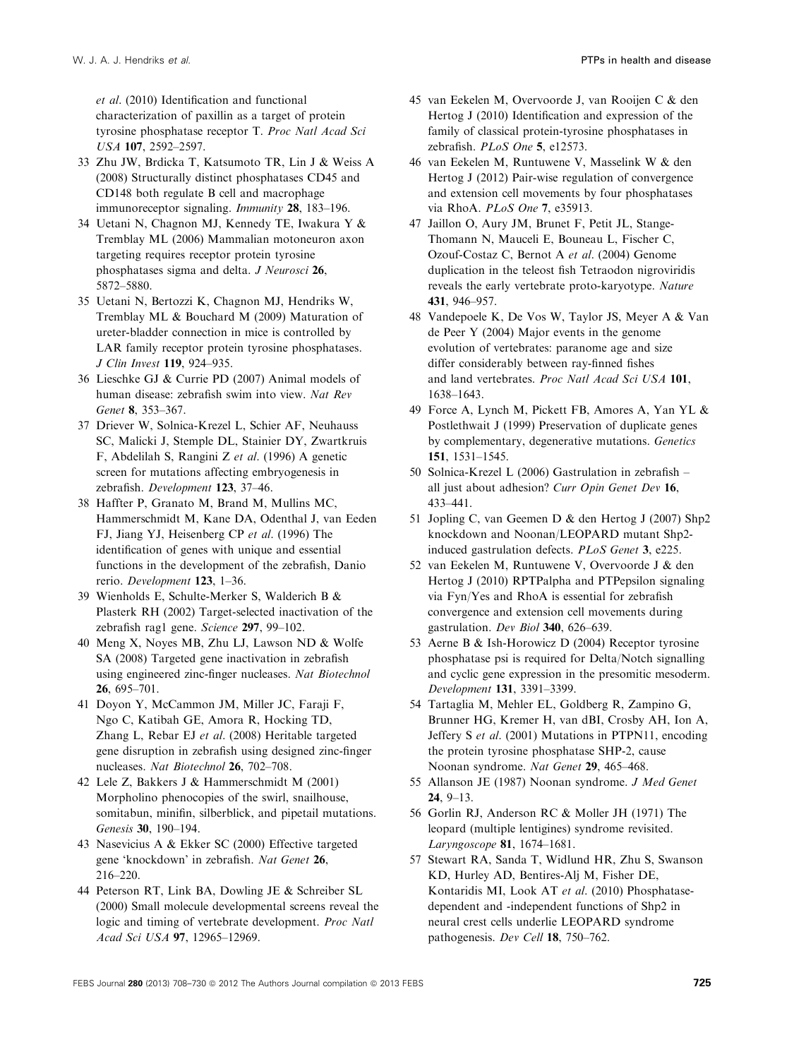et al. (2010) Identification and functional characterization of paxillin as a target of protein tyrosine phosphatase receptor T. *Proc Natl Acad Sci USA* **107**, 2592–2597.

33 Zhu JW, Brdicka T, Katsumoto TR, Lin J & Weiss A (2008) Structurally distinct phosphatases CD45 and CD148 both regulate B cell and macrophage immunoreceptor signaling. *Immunity* **28**, 183–196.

34 Uetani N, Chagnon MJ, Kennedy TE, Iwakura Y & Tremblay ML (2006) Mammalian motoneuron axon targeting requires receptor protein tyrosine phosphatases sigma and delta. *J Neurosci* **26**, 5872–5880.

35 Uetani N, Bertozzi K, Chagnon MJ, Hendriks W, Tremblay ML & Bouchard M (2009) Maturation of ureter-bladder connection in mice is controlled by LAR family receptor protein tyrosine phosphatases. *J Clin Invest* **119**, 924–935.

36 Lieschke GJ & Currie PD (2007) Animal models of human disease: zebrafish swim into view. *Nat Rev Genet* **8**, 353–367.

37 Driever W, Solnica-Krezel L, Schier AF, Neuhauss SC, Malicki J, Stemple DL, Stainier DY, Zwartkruis F, Abdelilah S, Rangini Z *et al*. (1996) A genetic screen for mutations affecting embryogenesis in zebrafish. *Development* **123**, 37–46.

38 Haffter P, Granato M, Brand M, Mullins MC, Hammerschmidt M, Kane DA, Odenthal J, van Eeden FJ, Jiang YJ, Heisenberg CP *et al*. (1996) The identification of genes with unique and essential functions in the development of the zebrafish, Danio rerio. *Development* **123**, 1–36.

39 Wienholds E, Schulte-Merker S, Walderich B & Plasterk RH (2002) Target-selected inactivation of the zebrafish rag1 gene. *Science* **297**, 99–102.

40 Meng X, Noyes MB, Zhu LJ, Lawson ND & Wolfe SA (2008) Targeted gene inactivation in zebrafish using engineered zinc-finger nucleases. *Nat Biotechnol* **26**, 695–701.

41 Doyon Y, McCammon JM, Miller JC, Faraji F, Ngo C, Katibah GE, Amora R, Hocking TD, Zhang L, Rebar EJ *et al*. (2008) Heritable targeted gene disruption in zebrafish using designed zinc-finger nucleases. *Nat Biotechnol* **26**, 702–708.

42 Lele Z, Bakkers J & Hammerschmidt M (2001) Morpholino phenocopies of the swirl, snailhouse, somitabun, minifin, silberblick, and pipetail mutations. *Genesis* **30**, 190–194.

43 Nasevicius A & Ekker SC (2000) Effective targeted gene 'knockdown' in zebrafish. *Nat Genet* **26**, 216–220.

44 Peterson RT, Link BA, Dowling JE & Schreiber SL (2000) Small molecule developmental screens reveal the logic and timing of vertebrate development. *Proc Natl Acad Sci USA* **97**, 12965–12969.

45 van Eekelen M, Overvoorde J, van Rooijen C & den Hertog J (2010) Identification and expression of the family of classical protein-tyrosine phosphatases in zebrafish. *PLoS One* **5**, e12573.

46 van Eekelen M, Runtuwene V, Masselink W & den Hertog J (2012) Pair-wise regulation of convergence and extension cell movements by four phosphatases via RhoA. *PLoS One* **7**, e35913.

47 Jaillon O, Aury JM, Brunet F, Petit JL, Stange-Thomann N, Mauceli E, Bouneau L, Fischer C, Ozouf-Costaz C, Bernot A *et al*. (2004) Genome duplication in the teleost fish Tetraodon nigroviridis reveals the early vertebrate proto-karyotype. *Nature* **431**, 946–957.

48 Vandepoele K, De Vos W, Taylor JS, Meyer A & Van de Peer Y (2004) Major events in the genome evolution of vertebrates: paranome age and size differ considerably between ray-finned fishes and land vertebrates. *Proc Natl Acad Sci USA* **101**, 1638–1643.

49 Force A, Lynch M, Pickett FB, Amores A, Yan YL & Postlethwait J (1999) Preservation of duplicate genes by complementary, degenerative mutations. *Genetics* **151**, 1531–1545.

50 Solnica-Krezel L (2006) Gastrulation in zebrafish – all just about adhesion? *Curr Opin Genet Dev* **16**, 433–441.

51 Jopling C, van Geemen D & den Hertog J (2007) Shp2 knockdown and Noonan/LEOPARD mutant Shp2-induced gastrulation defects. *PLoS Genet* **3**, e225.

52 van Eekelen M, Runtuwene V, Overvoorde J & den Hertog J (2010) RPTPalpha and PTPepsilon signaling via Fyn/Yes and RhoA is essential for zebrafish convergence and extension cell movements during gastrulation. *Dev Biol* **340**, 626–639.

53 Aerne B & Ish-Horowicz D (2004) Receptor tyrosine phosphatase psi is required for Delta/Notch signalling and cyclic gene expression in the presomitic mesoderm. *Development* **131**, 3391–3399.

54 Tartaglia M, Mehler EL, Goldberg R, Zampino G, Brunner HG, Kremer H, van dBI, Crosby AH, Ion A, Jeffery S *et al*. (2001) Mutations in PTPN11, encoding the protein tyrosine phosphatase SHP-2, cause Noonan syndrome. *Nat Genet* **29**, 465–468.

55 Allanson JE (1987) Noonan syndrome. *J Med Genet* **24**, 9–13.

56 Gorlin RJ, Anderson RC & Moller JH (1971) The leopard (multiple lentigines) syndrome revisited. *Laryngoscope* **81**, 1674–1681.

57 Stewart RA, Sanda T, Widlund HR, Zhu S, Swanson KD, Hurley AD, Bentires-Alj M, Fisher DE, Kontaridis MI, Look AT *et al*. (2010) Phosphatase-dependent and -independent functions of Shp2 in neural crest cells underlie LEOPARD syndrome pathogenesis. *Dev Cell* **18**, 750–762.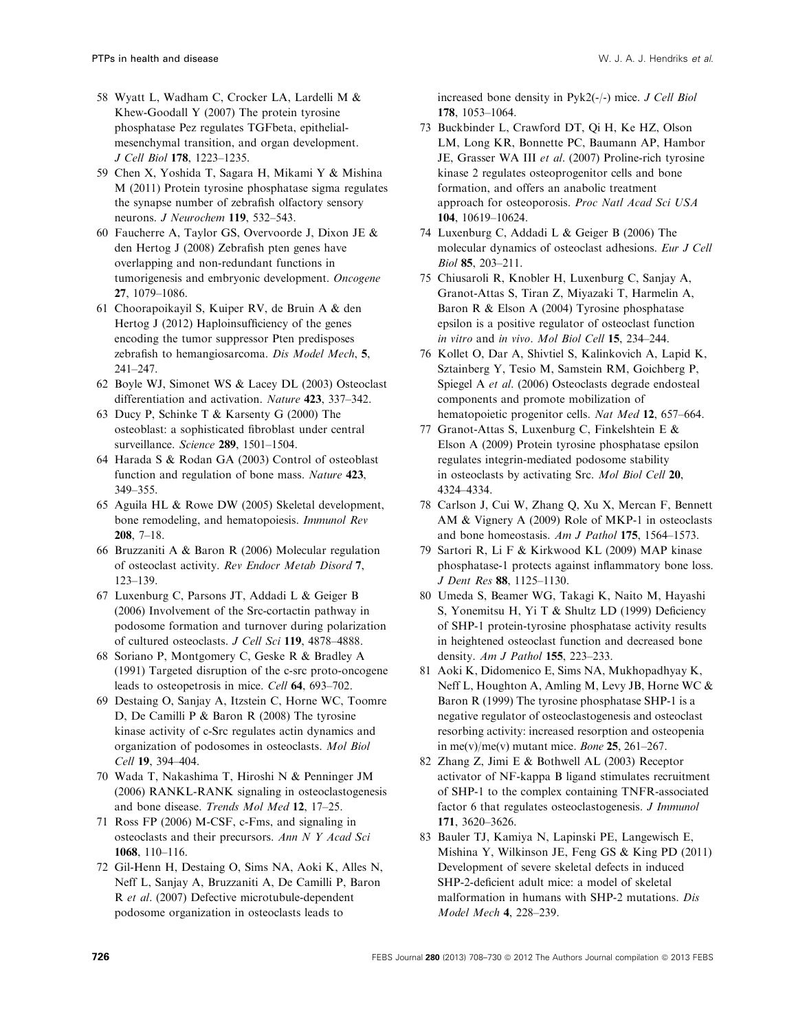58 Wyatt L, Wadham C, Crocker LA, Lardelli M & Khew-Goodall Y (2007) The protein tyrosine phosphatase Pez regulates TGFbeta, epithelial-mesenchymal transition, and organ development. *J Cell Biol* **178**, 1223–1235.

59 Chen X, Yoshida T, Sagara H, Mikami Y & Mishina M (2011) Protein tyrosine phosphatase sigma regulates the synapse number of zebrafish olfactory sensory neurons. *J Neurochem* **119**, 532–543.

60 Faucherre A, Taylor GS, Overvoorde J, Dixon JE & den Hertog J (2008) Zebrafish pten genes have overlapping and non-redundant functions in tumorigenesis and embryonic development. *Oncogene* **27**, 1079–1086.

61 Choorapoikayil S, Kuiper RV, de Bruin A & den Hertog J (2012) Haploinsufficiency of the genes encoding the tumor suppressor Pten predisposes zebrafish to hemangiosarcoma. *Dis Model Mech*, **5**, 241–247.

62 Boyle WJ, Simonet WS & Lacey DL (2003) Osteoclast differentiation and activation. *Nature* **423**, 337–342.

63 Ducy P, Schinke T & Karsenty G (2000) The osteoblast: a sophisticated fibroblast under central surveillance. *Science* **289**, 1501–1504.

64 Harada S & Rodan GA (2003) Control of osteoblast function and regulation of bone mass. *Nature* **423**, 349–355.

65 Aguila HL & Rowe DW (2005) Skeletal development, bone remodeling, and hematopoiesis. *Immunol Rev* **208**, 7–18.

66 Bruzzaniti A & Baron R (2006) Molecular regulation of osteoclast activity. *Rev Endocr Metab Disord* **7**, 123–139.

67 Luxenburg C, Parsons JT, Addadi L & Geiger B (2006) Involvement of the Src-cortactin pathway in podosome formation and turnover during polarization of cultured osteoclasts. *J Cell Sci* **119**, 4878–4888.

68 Soriano P, Montgomery C, Geske R & Bradley A (1991) Targeted disruption of the c-src proto-oncogene leads to osteopetrosis in mice. *Cell* **64**, 693–702.

69 Destaing O, Sanjay A, Itzstein C, Horne WC, Toomre D, De Camilli P & Baron R (2008) The tyrosine kinase activity of c-Src regulates actin dynamics and organization of podosomes in osteoclasts. *Mol Biol Cell* **19**, 394–404.

70 Wada T, Nakashima T, Hiroshi N & Penninger JM (2006) RANKL-RANK signaling in osteoclastogenesis and bone disease. *Trends Mol Med* **12**, 17–25.

71 Ross FP (2006) M-CSF, c-Fms, and signaling in osteoclasts and their precursors. *Ann N Y Acad Sci* **1068**, 110–116.

72 Gil-Henn H, Destaing O, Sims NA, Aoki K, Alles N, Neff L, Sanjay A, Bruzzaniti A, De Camilli P, Baron R *et al*. (2007) Defective microtubule-dependent podosome organization in osteoclasts leads to increased bone density in Pyk2(-/-) mice. *J Cell Biol* **178**, 1053–1064.

73 Buckbinder L, Crawford DT, Qi H, Ke HZ, Olson LM, Long KR, Bonnette PC, Baumann AP, Hambor JE, Grasser WA III *et al*. (2007) Proline-rich tyrosine kinase 2 regulates osteoprogenitor cells and bone formation, and offers an anabolic treatment approach for osteoporosis. *Proc Natl Acad Sci USA* **104**, 10619–10624.

74 Luxenburg C, Addadi L & Geiger B (2006) The molecular dynamics of osteoclast adhesions. *Eur J Cell Biol* **85**, 203–211.

75 Chiusaroli R, Knobler H, Luxenburg C, Sanjay A, Granot-Attas S, Tiran Z, Miyazaki T, Harmelin A, Baron R & Elson A (2004) Tyrosine phosphatase epsilon is a positive regulator of osteoclast function *in vitro* and *in vivo*. *Mol Biol Cell* **15**, 234–244.

76 Kollet O, Dar A, Shivtiel S, Kalinkovich A, Lapid K, Sztainberg Y, Tesio M, Samstein RM, Goichberg P, Spiegel A *et al*. (2006) Osteoclasts degrade endosteal components and promote mobilization of hematopoietic progenitor cells. *Nat Med* **12**, 657–664.

77 Granot-Attas S, Luxenburg C, Finkelshtein E & Elson A (2009) Protein tyrosine phosphatase epsilon regulates integrin-mediated podosome stability in osteoclasts by activating Src. *Mol Biol Cell* **20**, 4324–4334.

78 Carlson J, Cui W, Zhang Q, Xu X, Mercan F, Bennett AM & Vignery A (2009) Role of MKP-1 in osteoclasts and bone homeostasis. *Am J Pathol* **175**, 1564–1573.

79 Sartori R, Li F & Kirkwood KL (2009) MAP kinase phosphatase-1 protects against inflammatory bone loss. *J Dent Res* **88**, 1125–1130.

80 Umeda S, Beamer WG, Takagi K, Naito M, Hayashi S, Yonemitsu H, Yi T & Shultz LD (1999) Deficiency of SHP-1 protein-tyrosine phosphatase activity results in heightened osteoclast function and decreased bone density. *Am J Pathol* **155**, 223–233.

81 Aoki K, Didomenico E, Sims NA, Mukhopadhyay K, Neff L, Houghton A, Amling M, Levy JB, Horne WC & Baron R (1999) The tyrosine phosphatase SHP-1 is a negative regulator of osteoclastogenesis and osteoclast resorbing activity: increased resorption and osteopenia in me(v)/me(v) mutant mice. *Bone* **25**, 261–267.

82 Zhang Z, Jimi E & Bothwell AL (2003) Receptor activator of NF-kappa B ligand stimulates recruitment of SHP-1 to the complex containing TNFR-associated factor 6 that regulates osteoclastogenesis. *J Immunol* **171**, 3620–3626.

83 Bauler TJ, Kamiya N, Lapinski PE, Langewisch E, Mishina Y, Wilkinson JE, Feng GS & King PD (2011) Development of severe skeletal defects in induced SHP-2-deficient adult mice: a model of skeletal malformation in humans with SHP-2 mutations. *Dis Model Mech* **4**, 228–239.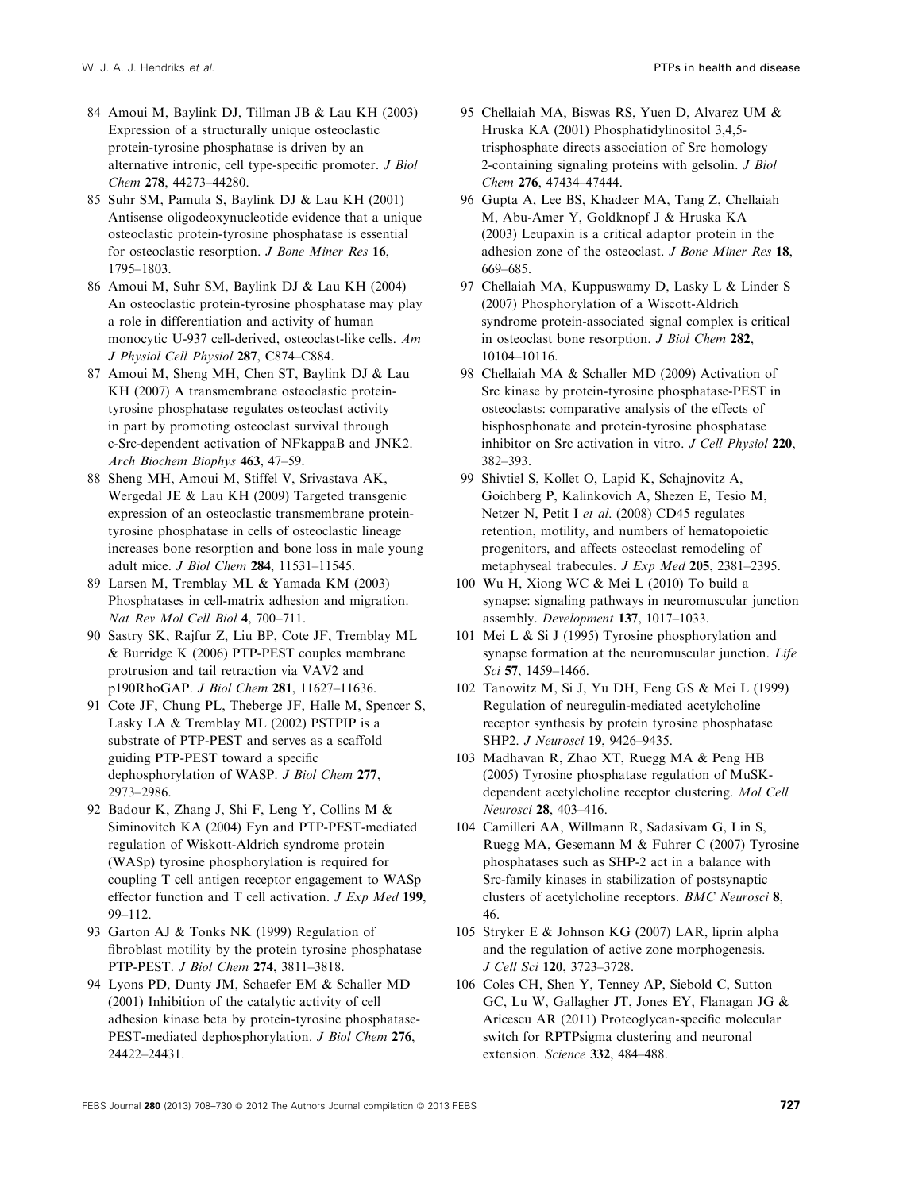84 Amoui M, Baylink DJ, Tillman JB & Lau KH (2003) Expression of a structurally unique osteoclastic protein-tyrosine phosphatase is driven by an alternative intronic, cell type-specific promoter. *J Biol Chem* **278**, 44273–44280.

85 Suhr SM, Pamula S, Baylink DJ & Lau KH (2001) Antisense oligodeoxynucleotide evidence that a unique osteoclastic protein-tyrosine phosphatase is essential for osteoclastic resorption. *J Bone Miner Res* **16**, 1795–1803.

86 Amoui M, Suhr SM, Baylink DJ & Lau KH (2004) An osteoclastic protein-tyrosine phosphatase may play a role in differentiation and activity of human monocytic U-937 cell-derived, osteoclast-like cells. *Am J Physiol Cell Physiol* **287**, C874–C884.

87 Amoui M, Sheng MH, Chen ST, Baylink DJ & Lau KH (2007) A transmembrane osteoclastic protein-tyrosine phosphatase regulates osteoclast activity in part by promoting osteoclast survival through c-Src-dependent activation of NFkappaB and JNK2. *Arch Biochem Biophys* **463**, 47–59.

88 Sheng MH, Amoui M, Stiffel V, Srivastava AK, Wergedal JE & Lau KH (2009) Targeted transgenic expression of an osteoclastic transmembrane protein-tyrosine phosphatase in cells of osteoclastic lineage increases bone resorption and bone loss in male young adult mice. *J Biol Chem* **284**, 11531–11545.

89 Larsen M, Tremblay ML & Yamada KM (2003) Phosphatases in cell-matrix adhesion and migration. *Nat Rev Mol Cell Biol* **4**, 700–711.

90 Sastry SK, Rajfur Z, Liu BP, Cote JF, Tremblay ML & Burridge K (2006) PTP-PEST couples membrane protrusion and tail retraction via VAV2 and p190RhoGAP. *J Biol Chem* **281**, 11627–11636.

91 Cote JF, Chung PL, Theberge JF, Halle M, Spencer S, Lasky LA & Tremblay ML (2002) PSTPIP is a substrate of PTP-PEST and serves as a scaffold guiding PTP-PEST toward a specific dephosphorylation of WASP. *J Biol Chem* **277**, 2973–2986.

92 Badour K, Zhang J, Shi F, Leng Y, Collins M & Siminovitch KA (2004) Fyn and PTP-PEST-mediated regulation of Wiskott-Aldrich syndrome protein (WASp) tyrosine phosphorylation is required for coupling T cell antigen receptor engagement to WASp effector function and T cell activation. *J Exp Med* **199**, 99–112.

93 Garton AJ & Tonks NK (1999) Regulation of fibroblast motility by the protein tyrosine phosphatase PTP-PEST. *J Biol Chem* **274**, 3811–3818.

94 Lyons PD, Dunty JM, Schaefer EM & Schaller MD (2001) Inhibition of the catalytic activity of cell adhesion kinase beta by protein-tyrosine phosphatase-PEST-mediated dephosphorylation. *J Biol Chem* **276**, 24422–24431.

95 Chellaiah MA, Biswas RS, Yuen D, Alvarez UM & Hruska KA (2001) Phosphatidylinositol 3,4,5-trisphosphate directs association of Src homology 2-containing signaling proteins with gelsolin. *J Biol Chem* **276**, 47434–47444.

96 Gupta A, Lee BS, Khadeer MA, Tang Z, Chellaiah M, Abu-Amer Y, Goldknopf J & Hruska KA (2003) Leupaxin is a critical adaptor protein in the adhesion zone of the osteoclast. *J Bone Miner Res* **18**, 669–685.

97 Chellaiah MA, Kuppuswamy D, Lasky L & Linder S (2007) Phosphorylation of a Wiscott-Aldrich syndrome protein-associated signal complex is critical in osteoclast bone resorption. *J Biol Chem* **282**, 10104–10116.

98 Chellaiah MA & Schaller MD (2009) Activation of Src kinase by protein-tyrosine phosphatase-PEST in osteoclasts: comparative analysis of the effects of bisphosphonate and protein-tyrosine phosphatase inhibitor on Src activation in vitro. *J Cell Physiol* **220**, 382–393.

99 Shivtiel S, Kollet O, Lapid K, Schajnovitz A, Goichberg P, Kalinkovich A, Shezen E, Tesio M, Netzer N, Petit I *et al.* (2008) CD45 regulates retention, motility, and numbers of hematopoietic progenitors, and affects osteoclast remodeling of metaphyseal trabecules. *J Exp Med* **205**, 2381–2395.

100 Wu H, Xiong WC & Mei L (2010) To build a synapse: signaling pathways in neuromuscular junction assembly. *Development* **137**, 1017–1033.

101 Mei L & Si J (1995) Tyrosine phosphorylation and synapse formation at the neuromuscular junction. *Life Sci* **57**, 1459–1466.

102 Tanowitz M, Si J, Yu DH, Feng GS & Mei L (1999) Regulation of neuregulin-mediated acetylcholine receptor synthesis by protein tyrosine phosphatase SHP2. *J Neurosci* **19**, 9426–9435.

103 Madhavan R, Zhao XT, Ruegg MA & Peng HB (2005) Tyrosine phosphatase regulation of MuSK-dependent acetylcholine receptor clustering. *Mol Cell Neurosci* **28**, 403–416.

104 Camilleri AA, Willmann R, Sadasivam G, Lin S, Ruegg MA, Gesemann M & Fuhrer C (2007) Tyrosine phosphatases such as SHP-2 act in a balance with Src-family kinases in stabilization of postsynaptic clusters of acetylcholine receptors. *BMC Neurosci* **8**, 46.

105 Stryker E & Johnson KG (2007) LAR, liprin alpha and the regulation of active zone morphogenesis. *J Cell Sci* **120**, 3723–3728.

106 Coles CH, Shen Y, Tenney AP, Siebold C, Sutton GC, Lu W, Gallagher JT, Jones EY, Flanagan JG & Aricescu AR (2011) Proteoglycan-specific molecular switch for RPTPsigma clustering and neuronal extension. *Science* **332**, 484–488.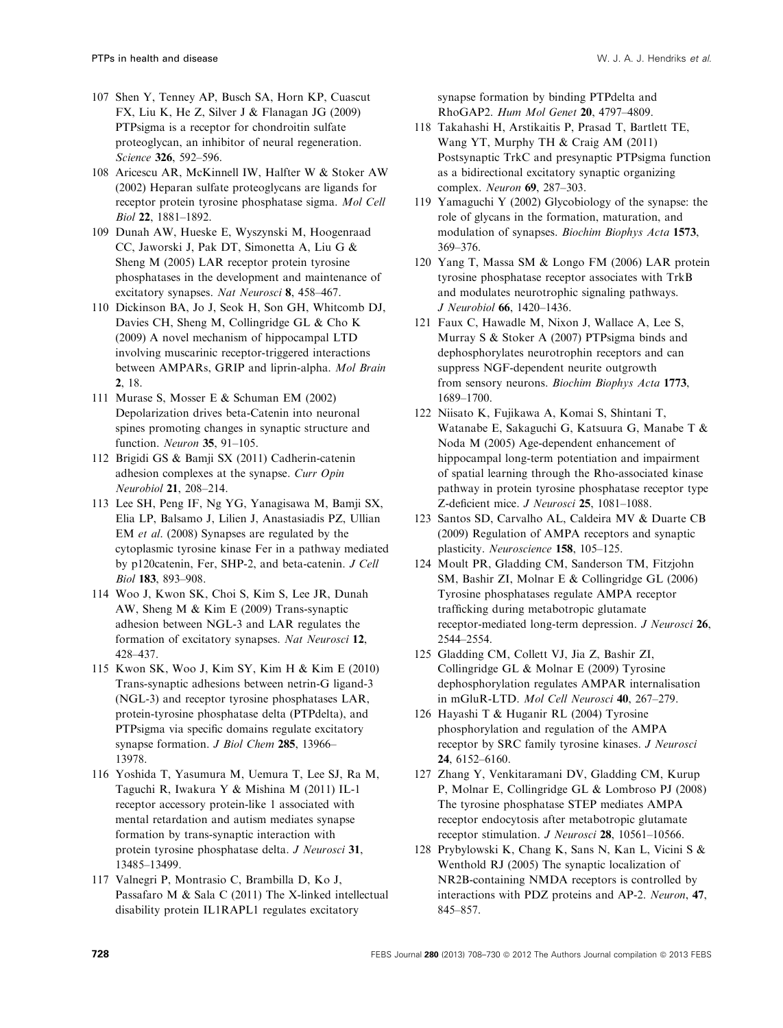107 Shen Y, Tenney AP, Busch SA, Horn KP, Cuascut FX, Liu K, He Z, Silver J & Flanagan JG (2009) PTPsigma is a receptor for chondroitin sulfate proteoglycan, an inhibitor of neural regeneration. *Science* **326**, 592–596.

108 Aricescu AR, McKinnell IW, Halfter W & Stoker AW (2002) Heparan sulfate proteoglycans are ligands for receptor protein tyrosine phosphatase sigma. *Mol Cell Biol* **22**, 1881–1892.

109 Dunah AW, Hueske E, Wyszynski M, Hoogenraad CC, Jaworski J, Pak DT, Simonetta A, Liu G & Sheng M (2005) LAR receptor protein tyrosine phosphatases in the development and maintenance of excitatory synapses. *Nat Neurosci* **8**, 458–467.

110 Dickinson BA, Jo J, Seok H, Son GH, Whitcomb DJ, Davies CH, Sheng M, Collingridge GL & Cho K (2009) A novel mechanism of hippocampal LTD involving muscarinic receptor-triggered interactions between AMPARs, GRIP and liprin-alpha. *Mol Brain* **2**, 18.

111 Murase S, Mosser E & Schuman EM (2002) Depolarization drives beta-Catenin into neuronal spines promoting changes in synaptic structure and function. *Neuron* **35**, 91–105.

112 Brigidi GS & Bamji SX (2011) Cadherin-catenin adhesion complexes at the synapse. *Curr Opin Neurobiol* **21**, 208–214.

113 Lee SH, Peng IF, Ng YG, Yanagisawa M, Bamji SX, Elia LP, Balsamo J, Lilien J, Anastasiadis PZ, Ullian EM *et al.* (2008) Synapses are regulated by the cytoplasmic tyrosine kinase Fer in a pathway mediated by p120catenin, Fer, SHP-2, and beta-catenin. *J Cell Biol* **183**, 893–908.

114 Woo J, Kwon SK, Choi S, Kim S, Lee JR, Dunah AW, Sheng M & Kim E (2009) Trans-synaptic adhesion between NGL-3 and LAR regulates the formation of excitatory synapses. *Nat Neurosci* **12**, 428–437.

115 Kwon SK, Woo J, Kim SY, Kim H & Kim E (2010) Trans-synaptic adhesions between netrin-G ligand-3 (NGL-3) and receptor tyrosine phosphatases LAR, protein-tyrosine phosphatase delta (PTPdelta), and PTPsigma via specific domains regulate excitatory synapse formation. *J Biol Chem* **285**, 13966–13978.

116 Yoshida T, Yasumura M, Uemura T, Lee SJ, Ra M, Taguchi R, Iwakura Y & Mishina M (2011) IL-1 receptor accessory protein-like 1 associated with mental retardation and autism mediates synapse formation by trans-synaptic interaction with protein tyrosine phosphatase delta. *J Neurosci* **31**, 13485–13499.

117 Valnegri P, Montrasio C, Brambilla D, Ko J, Passafaro M & Sala C (2011) The X-linked intellectual disability protein IL1RAPL1 regulates excitatory synapse formation by binding PTPdelta and RhoGAP2. *Hum Mol Genet* **20**, 4797–4809.

118 Takahashi H, Arstikaitis P, Prasad T, Bartlett TE, Wang YT, Murphy TH & Craig AM (2011) Postsynaptic TrkC and presynaptic PTPsigma function as a bidirectional excitatory synaptic organizing complex. *Neuron* **69**, 287–303.

119 Yamaguchi Y (2002) Glycobiology of the synapse: the role of glycans in the formation, maturation, and modulation of synapses. *Biochim Biophys Acta* **1573**, 369–376.

120 Yang T, Massa SM & Longo FM (2006) LAR protein tyrosine phosphatase receptor associates with TrkB and modulates neurotrophic signaling pathways. *J Neurobiol* **66**, 1420–1436.

121 Faux C, Hawadle M, Nixon J, Wallace A, Lee S, Murray S & Stoker A (2007) PTPsigma binds and dephosphorylates neurotrophin receptors and can suppress NGF-dependent neurite outgrowth from sensory neurons. *Biochim Biophys Acta* **1773**, 1689–1700.

122 Niisato K, Fujikawa A, Komai S, Shintani T, Watanabe E, Sakaguchi G, Katsuura G, Manabe T & Noda M (2005) Age-dependent enhancement of hippocampal long-term potentiation and impairment of spatial learning through the Rho-associated kinase pathway in protein tyrosine phosphatase receptor type Z-deficient mice. *J Neurosci* **25**, 1081–1088.

123 Santos SD, Carvalho AL, Caldeira MV & Duarte CB (2009) Regulation of AMPA receptors and synaptic plasticity. *Neuroscience* **158**, 105–125.

124 Moult PR, Gladding CM, Sanderson TM, Fitzjohn SM, Bashir ZI, Molnar E & Collingridge GL (2006) Tyrosine phosphatases regulate AMPA receptor trafficking during metabotropic glutamate receptor-mediated long-term depression. *J Neurosci* **26**, 2544–2554.

125 Gladding CM, Collett VJ, Jia Z, Bashir ZI, Collingridge GL & Molnar E (2009) Tyrosine dephosphorylation regulates AMPAR internalisation in mGluR-LTD. *Mol Cell Neurosci* **40**, 267–279.

126 Hayashi T & Huganir RL (2004) Tyrosine phosphorylation and regulation of the AMPA receptor by SRC family tyrosine kinases. *J Neurosci* **24**, 6152–6160.

127 Zhang Y, Venkitaramani DV, Gladding CM, Kurup P, Molnar E, Collingridge GL & Lombroso PJ (2008) The tyrosine phosphatase STEP mediates AMPA receptor endocytosis after metabotropic glutamate receptor stimulation. *J Neurosci* **28**, 10561–10566.

128 Prybylowski K, Chang K, Sans N, Kan L, Vicini S & Wenthold RJ (2005) The synaptic localization of NR2B-containing NMDA receptors is controlled by interactions with PDZ proteins and AP-2. *Neuron*, **47**, 845–857.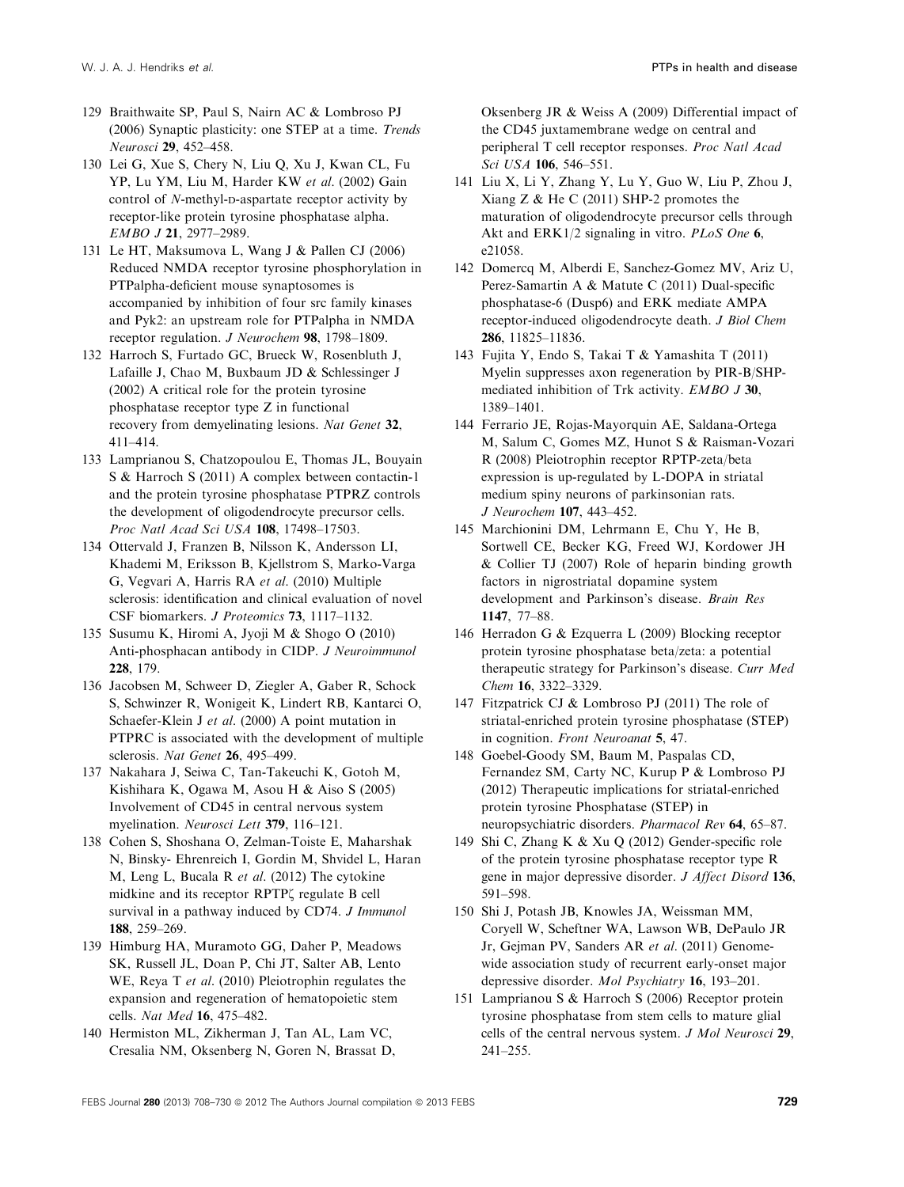129 Braithwaite SP, Paul S, Nairn AC & Lombroso PJ (2006) Synaptic plasticity: one STEP at a time. *Trends Neurosci* **29**, 452–458.

130 Lei G, Xue S, Chery N, Liu Q, Xu J, Kwan CL, Fu YP, Lu YM, Liu M, Harder KW *et al.* (2002) Gain control of *N*-methyl-D-aspartate receptor activity by receptor-like protein tyrosine phosphatase alpha. *EMBO J* **21**, 2977–2989.

131 Le HT, Maksumova L, Wang J & Pallen CJ (2006) Reduced NMDA receptor tyrosine phosphorylation in PTPalpha-deficient mouse synaptosomes is accompanied by inhibition of four src family kinases and Pyk2: an upstream role for PTPalpha in NMDA receptor regulation. *J Neurochem* **98**, 1798–1809.

132 Harroch S, Furtado GC, Brueck W, Rosenbluth J, Lafaille J, Chao M, Buxbaum JD & Schlessinger J (2002) A critical role for the protein tyrosine phosphatase receptor type Z in functional recovery from demyelinating lesions. *Nat Genet* **32**, 411–414.

133 Lamprianou S, Chatzopoulou E, Thomas JL, Bouyain S & Harroch S (2011) A complex between contactin-1 and the protein tyrosine phosphatase PTPRZ controls the development of oligodendrocyte precursor cells. *Proc Natl Acad Sci USA* **108**, 17498–17503.

134 Ottervald J, Franzen B, Nilsson K, Andersson LI, Khademi M, Eriksson B, Kjellstrom S, Marko-Varga G, Vegvari A, Harris RA *et al.* (2010) Multiple sclerosis: identification and clinical evaluation of novel CSF biomarkers. *J Proteomics* **73**, 1117–1132.

135 Susumu K, Hiromi A, Jyoji M & Shogo O (2010) Anti-phosphacan antibody in CIDP. *J Neuroimmunol* **228**, 179.

136 Jacobsen M, Schweer D, Ziegler A, Gaber R, Schock S, Schwinzer R, Wonigeit K, Lindert RB, Kantarci O, Schaefer-Klein J *et al.* (2000) A point mutation in PTPRC is associated with the development of multiple sclerosis. *Nat Genet* **26**, 495–499.

137 Nakahara J, Seiwa C, Tan-Takeuchi K, Gotoh M, Kishihara K, Ogawa M, Asou H & Aiso S (2005) Involvement of CD45 in central nervous system myelination. *Neurosci Lett* **379**, 116–121.

138 Cohen S, Shoshana O, Zelman-Toiste E, Maharshak N, Binsky- Ehrenreich I, Gordin M, Shvidel L, Haran M, Leng L, Bucala R *et al.* (2012) The cytokine midkine and its receptor RPTPζ regulate B cell survival in a pathway induced by CD74. *J Immunol* **188**, 259–269.

139 Himburg HA, Muramoto GG, Daher P, Meadows SK, Russell JL, Doan P, Chi JT, Salter AB, Lento WE, Reya T *et al.* (2010) Pleiotrophin regulates the expansion and regeneration of hematopoietic stem cells. *Nat Med* **16**, 475–482.

140 Hermiston ML, Zikherman J, Tan AL, Lam VC, Cresalia NM, Oksenberg N, Goren N, Brassat D, Oksenberg JR & Weiss A (2009) Differential impact of the CD45 juxtamembrane wedge on central and peripheral T cell receptor responses. *Proc Natl Acad Sci USA* **106**, 546–551.

141 Liu X, Li Y, Zhang Y, Lu Y, Guo W, Liu P, Zhou J, Xiang Z & He C (2011) SHP-2 promotes the maturation of oligodendrocyte precursor cells through Akt and ERK1/2 signaling in vitro. *PLoS One* **6**, e21058.

142 Domercq M, Alberdi E, Sanchez-Gomez MV, Ariz U, Perez-Samartin A & Matute C (2011) Dual-specific phosphatase-6 (Dusp6) and ERK mediate AMPA receptor-induced oligodendrocyte death. *J Biol Chem* **286**, 11825–11836.

143 Fujita Y, Endo S, Takai T & Yamashita T (2011) Myelin suppresses axon regeneration by PIR-B/SHP-mediated inhibition of Trk activity. *EMBO J* **30**, 1389–1401.

144 Ferrario JE, Rojas-Mayorquin AE, Saldana-Ortega M, Salum C, Gomes MZ, Hunot S & Raisman-Vozari R (2008) Pleiotrophin receptor RPTP-zeta/beta expression is up-regulated by L-DOPA in striatal medium spiny neurons of parkinsonian rats. *J Neurochem* **107**, 443–452.

145 Marchionini DM, Lehrmann E, Chu Y, He B, Sortwell CE, Becker KG, Freed WJ, Kordower JH & Collier TJ (2007) Role of heparin binding growth factors in nigrostriatal dopamine system development and Parkinson's disease. *Brain Res* **1147**, 77–88.

146 Herradon G & Ezquerra L (2009) Blocking receptor protein tyrosine phosphatase beta/zeta: a potential therapeutic strategy for Parkinson's disease. *Curr Med Chem* **16**, 3322–3329.

147 Fitzpatrick CJ & Lombroso PJ (2011) The role of striatal-enriched protein tyrosine phosphatase (STEP) in cognition. *Front Neuroanat* **5**, 47.

148 Goebel-Goody SM, Baum M, Paspalas CD, Fernandez SM, Carty NC, Kurup P & Lombroso PJ (2012) Therapeutic implications for striatal-enriched protein tyrosine Phosphatase (STEP) in neuropsychiatric disorders. *Pharmacol Rev* **64**, 65–87.

149 Shi C, Zhang K & Xu Q (2012) Gender-specific role of the protein tyrosine phosphatase receptor type R gene in major depressive disorder. *J Affect Disord* **136**, 591–598.

150 Shi J, Potash JB, Knowles JA, Weissman MM, Coryell W, Scheftner WA, Lawson WB, DePaulo JR Jr, Gejman PV, Sanders AR *et al.* (2011) Genome-wide association study of recurrent early-onset major depressive disorder. *Mol Psychiatry* **16**, 193–201.

151 Lamprianou S & Harroch S (2006) Receptor protein tyrosine phosphatase from stem cells to mature glial cells of the central nervous system. *J Mol Neurosci* **29**, 241–255.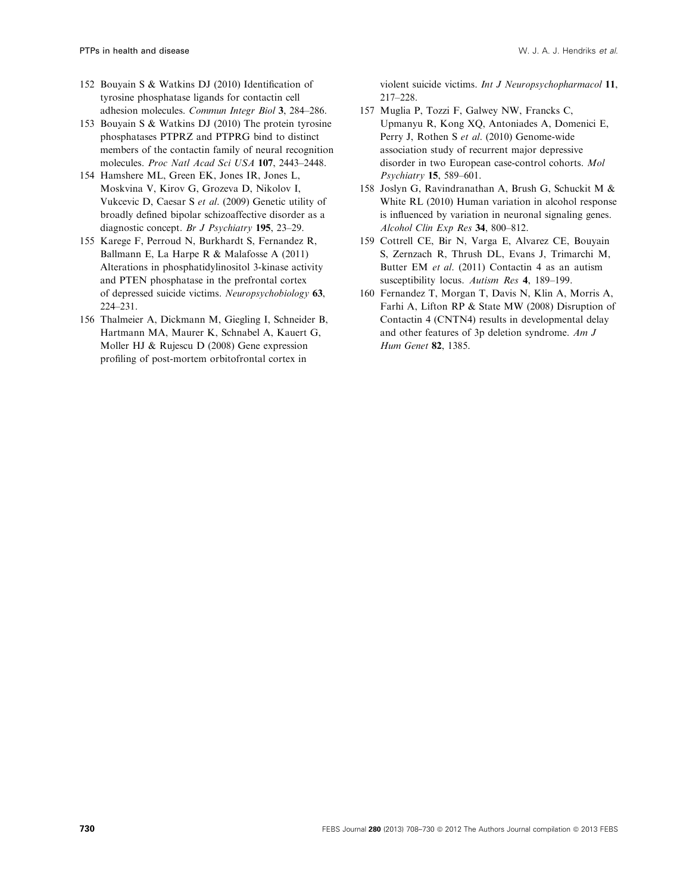152 Bouyain S & Watkins DJ (2010) Identification of tyrosine phosphatase ligands for contactin cell adhesion molecules. *Commun Integr Biol* **3**, 284–286.

153 Bouyain S & Watkins DJ (2010) The protein tyrosine phosphatases PTPRZ and PTPRG bind to distinct members of the contactin family of neural recognition molecules. *Proc Natl Acad Sci USA* **107**, 2443–2448.

154 Hamshere ML, Green EK, Jones IR, Jones L, Moskvina V, Kirov G, Grozeva D, Nikolov I, Vukcevic D, Caesar S *et al*. (2009) Genetic utility of broadly defined bipolar schizoaffective disorder as a diagnostic concept. *Br J Psychiatry* **195**, 23–29.

155 Karege F, Perroud N, Burkhardt S, Fernandez R, Ballmann E, La Harpe R & Malafosse A (2011) Alterations in phosphatidylinositol 3-kinase activity and PTEN phosphatase in the prefrontal cortex of depressed suicide victims. *Neuropsychobiology* **63**, 224–231.

156 Thalmeier A, Dickmann M, Giegling I, Schneider B, Hartmann MA, Maurer K, Schnabel A, Kauert G, Moller HJ & Rujescu D (2008) Gene expression profiling of post-mortem orbitofrontal cortex in violent suicide victims. *Int J Neuropsychopharmacol* **11**, 217–228.

157 Muglia P, Tozzi F, Galwey NW, Francks C, Upmanyu R, Kong XQ, Antoniades A, Domenici E, Perry J, Rothen S *et al*. (2010) Genome-wide association study of recurrent major depressive disorder in two European case-control cohorts. *Mol Psychiatry* **15**, 589–601.

158 Joslyn G, Ravindranathan A, Brush G, Schuckit M & White RL (2010) Human variation in alcohol response is influenced by variation in neuronal signaling genes. *Alcohol Clin Exp Res* **34**, 800–812.

159 Cottrell CE, Bir N, Varga E, Alvarez CE, Bouyain S, Zernzach R, Thrush DL, Evans J, Trimarchi M, Butter EM *et al*. (2011) Contactin 4 as an autism susceptibility locus. *Autism Res* **4**, 189–199.

160 Fernandez T, Morgan T, Davis N, Klin A, Morris A, Farhi A, Lifton RP & State MW (2008) Disruption of Contactin 4 (CNTN4) results in developmental delay and other features of 3p deletion syndrome. *Am J Hum Genet* **82**, 1385.